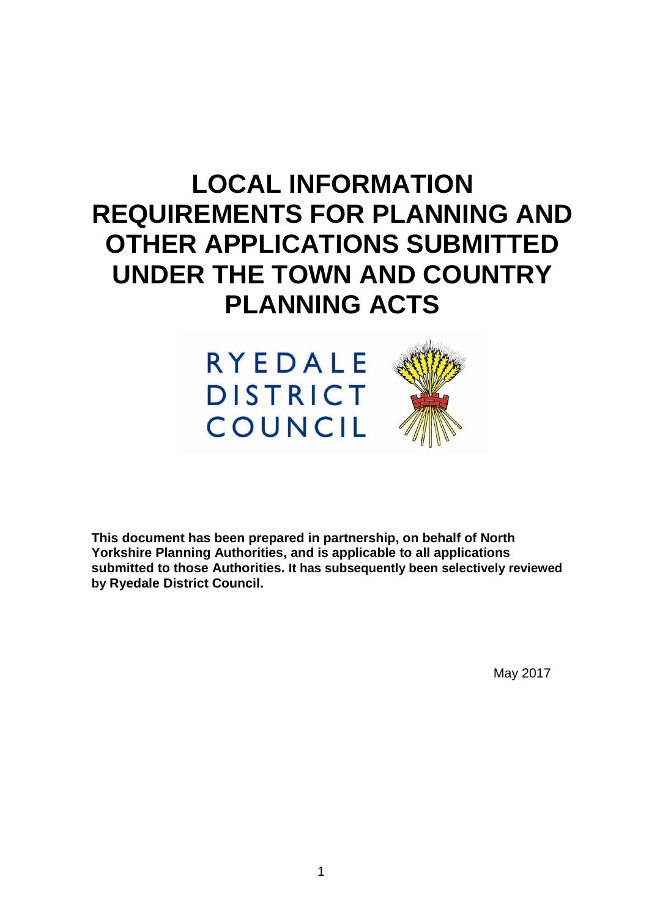# LOCAL INFORMATION REQUIREMENTS FOR PLANNING AND OTHER APPLICATIONS SUBMITTED UNDER THE TOWN AND COUNTRY PLANNING ACTS

RYEDALE DISTRICT COUNCIL

**This document has been prepared in partnership, on behalf of North Yorkshire Planning Authorities, and is applicable to all applications submitted to those Authorities. It has subsequently been selectively reviewed by Ryedale District Council.**

May 2017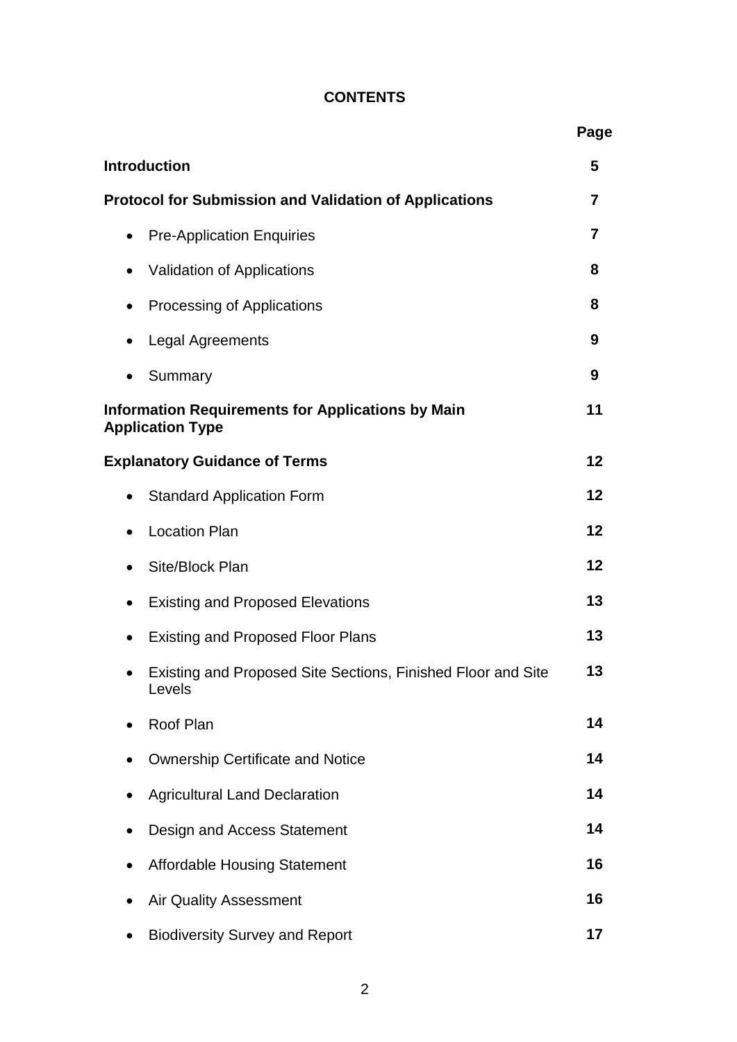## CONTENTS

| | Page |
|---|---|
| **Introduction** | **5** |
| **Protocol for Submission and Validation of Applications** | **7** |
| • Pre-Application Enquiries | **7** |
| • Validation of Applications | **8** |
| • Processing of Applications | **8** |
| • Legal Agreements | **9** |
| • Summary | **9** |
| **Information Requirements for Applications by Main Application Type** | **11** |
| **Explanatory Guidance of Terms** | **12** |
| • Standard Application Form | **12** |
| • Location Plan | **12** |
| • Site/Block Plan | **12** |
| • Existing and Proposed Elevations | **13** |
| • Existing and Proposed Floor Plans | **13** |
| • Existing and Proposed Site Sections, Finished Floor and Site Levels | **13** |
| • Roof Plan | **14** |
| • Ownership Certificate and Notice | **14** |
| • Agricultural Land Declaration | **14** |
| • Design and Access Statement | **14** |
| • Affordable Housing Statement | **16** |
| • Air Quality Assessment | **16** |
| • Biodiversity Survey and Report | **17** |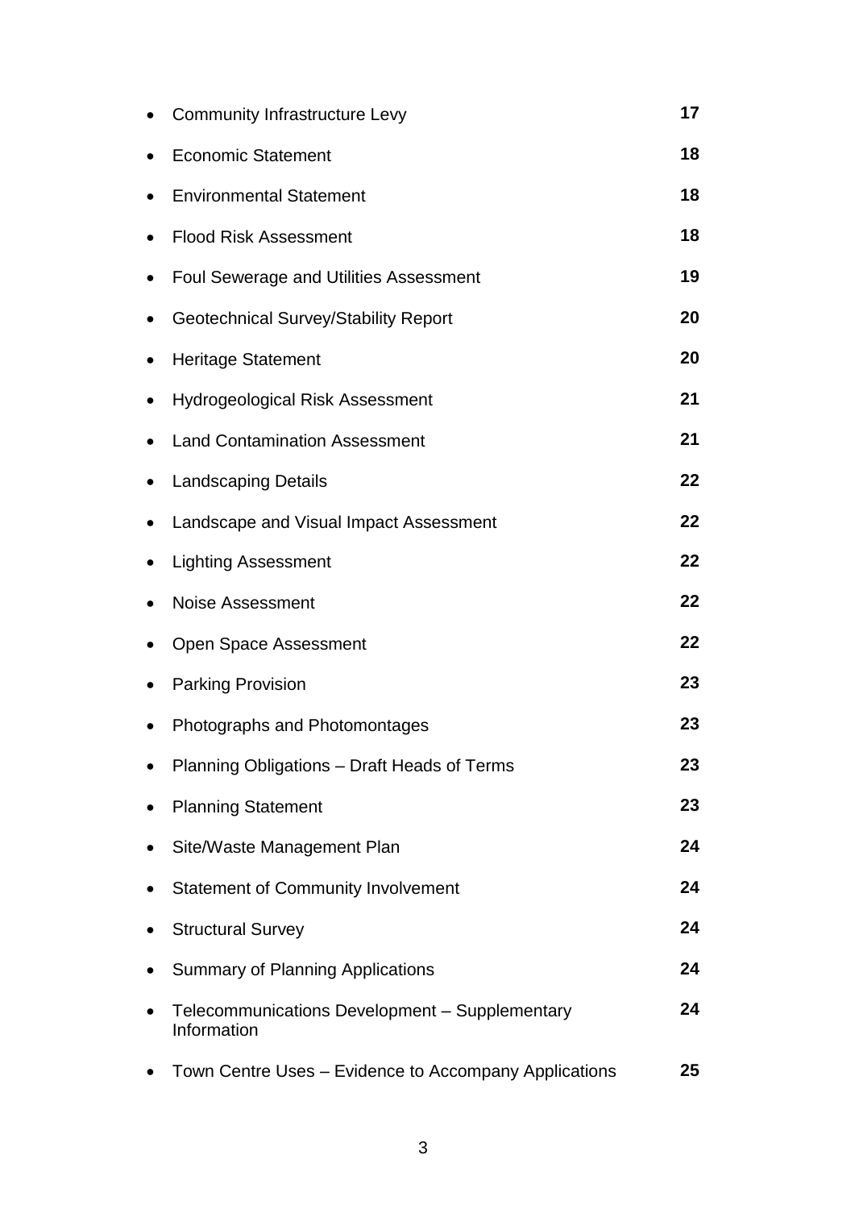| | |
|---|---|
| • Community Infrastructure Levy | **17** |
| • Economic Statement | **18** |
| • Environmental Statement | **18** |
| • Flood Risk Assessment | **18** |
| • Foul Sewerage and Utilities Assessment | **19** |
| • Geotechnical Survey/Stability Report | **20** |
| • Heritage Statement | **20** |
| • Hydrogeological Risk Assessment | **21** |
| • Land Contamination Assessment | **21** |
| • Landscaping Details | **22** |
| • Landscape and Visual Impact Assessment | **22** |
| • Lighting Assessment | **22** |
| • Noise Assessment | **22** |
| • Open Space Assessment | **22** |
| • Parking Provision | **23** |
| • Photographs and Photomontages | **23** |
| • Planning Obligations – Draft Heads of Terms | **23** |
| • Planning Statement | **23** |
| • Site/Waste Management Plan | **24** |
| • Statement of Community Involvement | **24** |
| • Structural Survey | **24** |
| • Summary of Planning Applications | **24** |
| • Telecommunications Development – Supplementary Information | **24** |
| • Town Centre Uses – Evidence to Accompany Applications | **25** |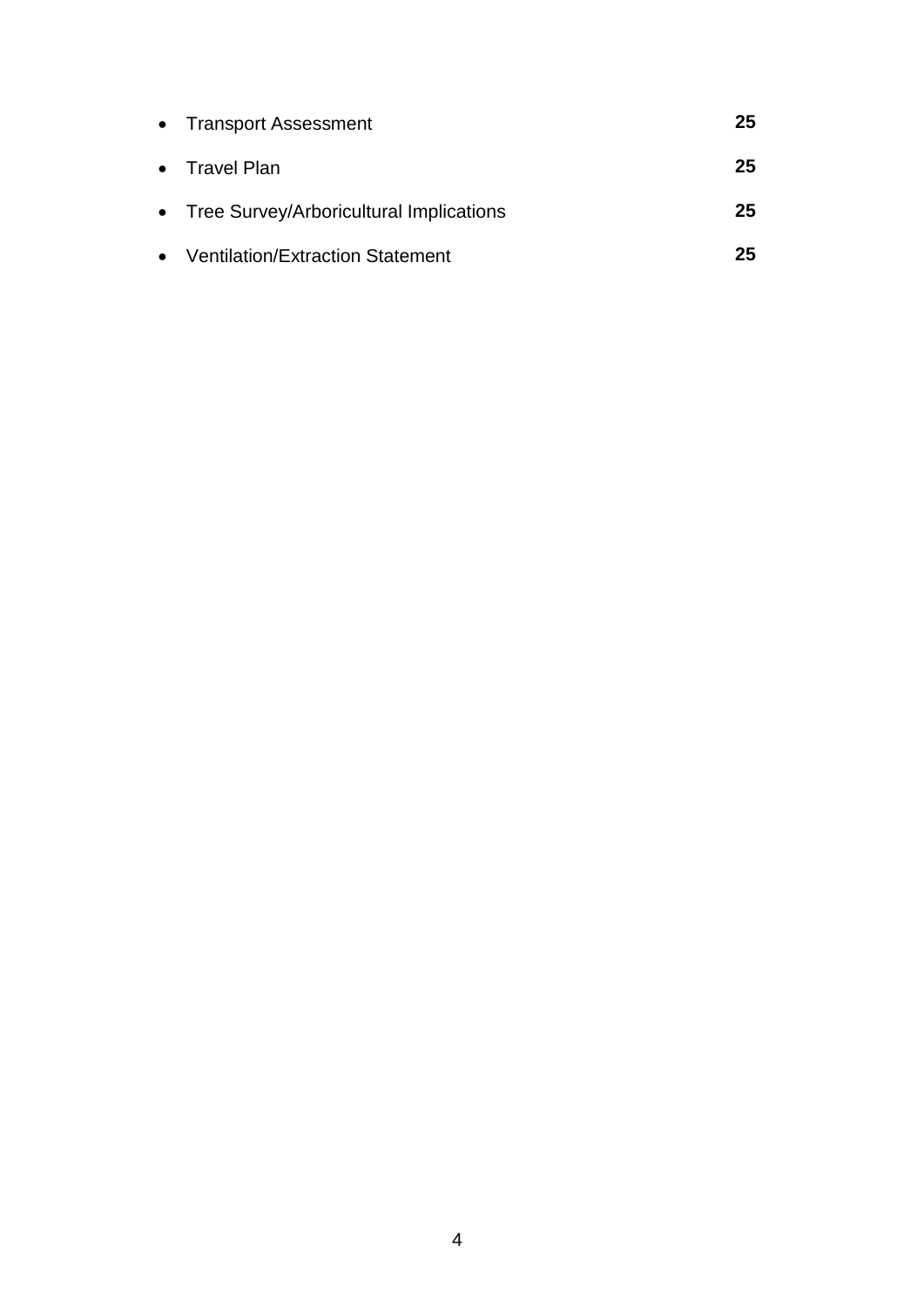- Transport Assessment **25**
- Travel Plan **25**
- Tree Survey/Arboricultural Implications **25**
- Ventilation/Extraction Statement **25**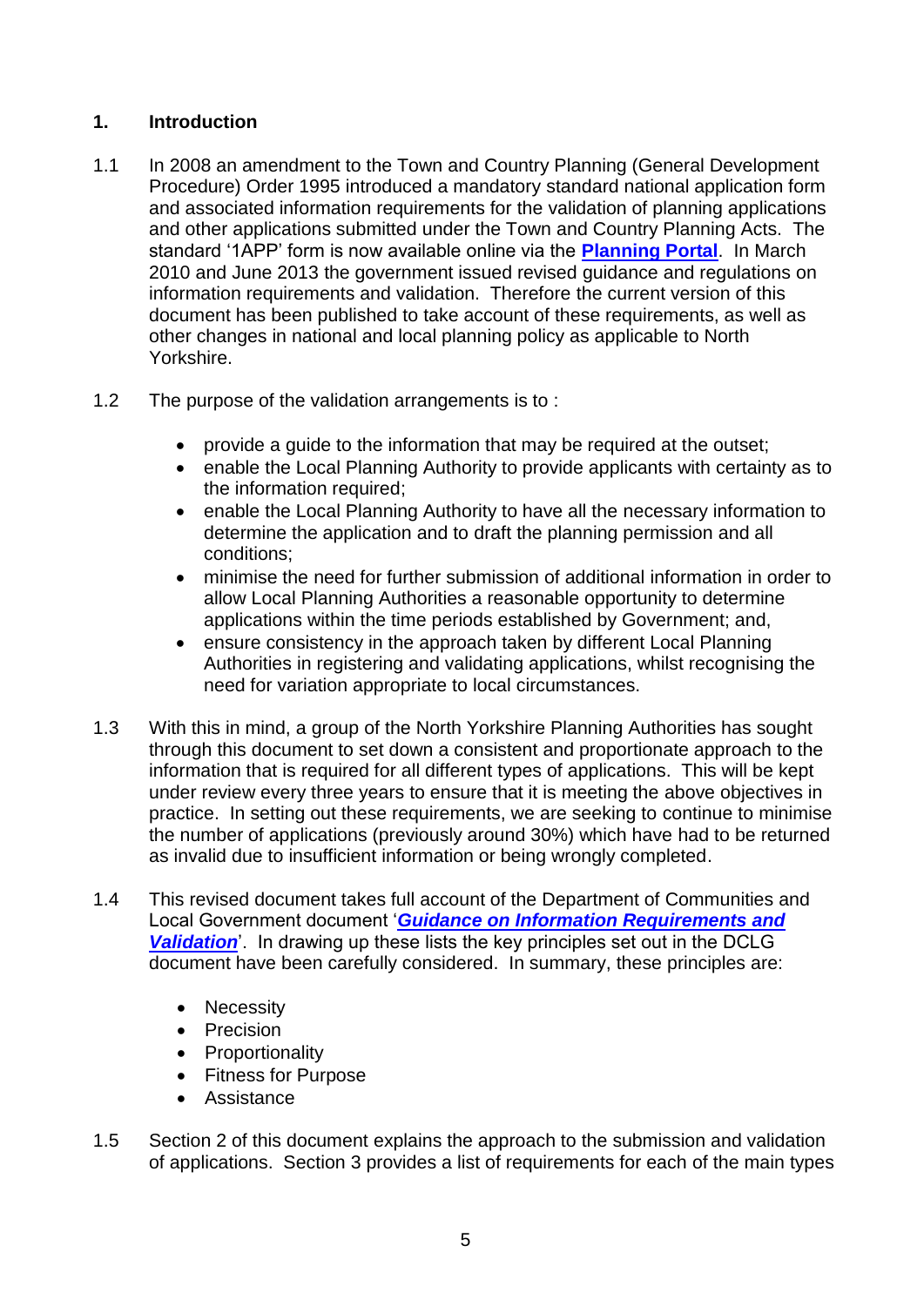## 1. Introduction

1.1 In 2008 an amendment to the Town and Country Planning (General Development Procedure) Order 1995 introduced a mandatory standard national application form and associated information requirements for the validation of planning applications and other applications submitted under the Town and Country Planning Acts. The standard '1APP' form is now available online via the **Planning Portal**. In March 2010 and June 2013 the government issued revised guidance and regulations on information requirements and validation. Therefore the current version of this document has been published to take account of these requirements, as well as other changes in national and local planning policy as applicable to North Yorkshire.

1.2 The purpose of the validation arrangements is to :

- provide a guide to the information that may be required at the outset;
- enable the Local Planning Authority to provide applicants with certainty as to the information required;
- enable the Local Planning Authority to have all the necessary information to determine the application and to draft the planning permission and all conditions;
- minimise the need for further submission of additional information in order to allow Local Planning Authorities a reasonable opportunity to determine applications within the time periods established by Government; and,
- ensure consistency in the approach taken by different Local Planning Authorities in registering and validating applications, whilst recognising the need for variation appropriate to local circumstances.

1.3 With this in mind, a group of the North Yorkshire Planning Authorities has sought through this document to set down a consistent and proportionate approach to the information that is required for all different types of applications. This will be kept under review every three years to ensure that it is meeting the above objectives in practice. In setting out these requirements, we are seeking to continue to minimise the number of applications (previously around 30%) which have had to be returned as invalid due to insufficient information or being wrongly completed.

1.4 This revised document takes full account of the Department of Communities and Local Government document '***Guidance on Information Requirements and Validation***'. In drawing up these lists the key principles set out in the DCLG document have been carefully considered. In summary, these principles are:

- Necessity
- Precision
- Proportionality
- Fitness for Purpose
- Assistance

1.5 Section 2 of this document explains the approach to the submission and validation of applications. Section 3 provides a list of requirements for each of the main types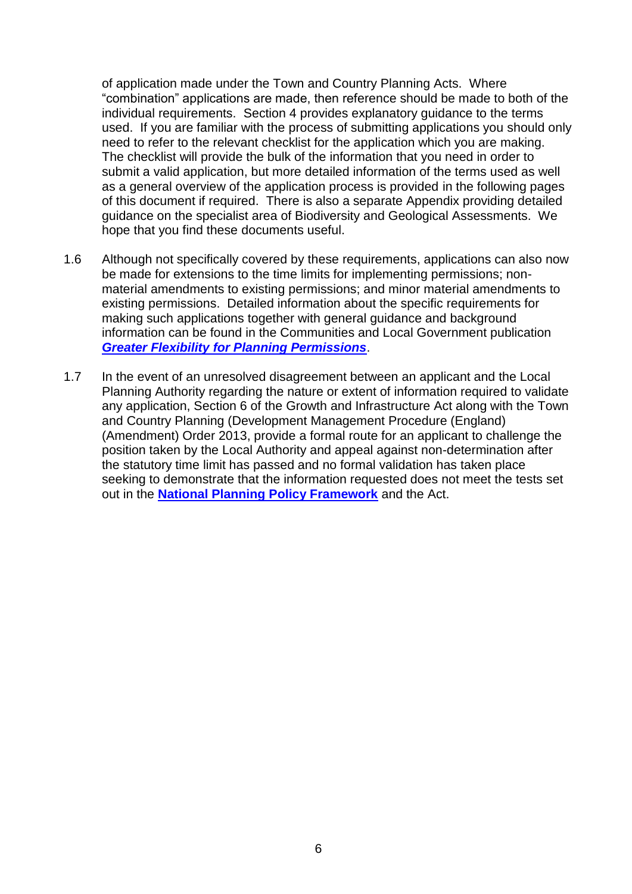of application made under the Town and Country Planning Acts. Where "combination" applications are made, then reference should be made to both of the individual requirements. Section 4 provides explanatory guidance to the terms used. If you are familiar with the process of submitting applications you should only need to refer to the relevant checklist for the application which you are making. The checklist will provide the bulk of the information that you need in order to submit a valid application, but more detailed information of the terms used as well as a general overview of the application process is provided in the following pages of this document if required. There is also a separate Appendix providing detailed guidance on the specialist area of Biodiversity and Geological Assessments. We hope that you find these documents useful.

1.6 Although not specifically covered by these requirements, applications can also now be made for extensions to the time limits for implementing permissions; non-material amendments to existing permissions; and minor material amendments to existing permissions. Detailed information about the specific requirements for making such applications together with general guidance and background information can be found in the Communities and Local Government publication ***Greater Flexibility for Planning Permissions***.

1.7 In the event of an unresolved disagreement between an applicant and the Local Planning Authority regarding the nature or extent of information required to validate any application, Section 6 of the Growth and Infrastructure Act along with the Town and Country Planning (Development Management Procedure (England) (Amendment) Order 2013, provide a formal route for an applicant to challenge the position taken by the Local Authority and appeal against non-determination after the statutory time limit has passed and no formal validation has taken place seeking to demonstrate that the information requested does not meet the tests set out in the **National Planning Policy Framework** and the Act.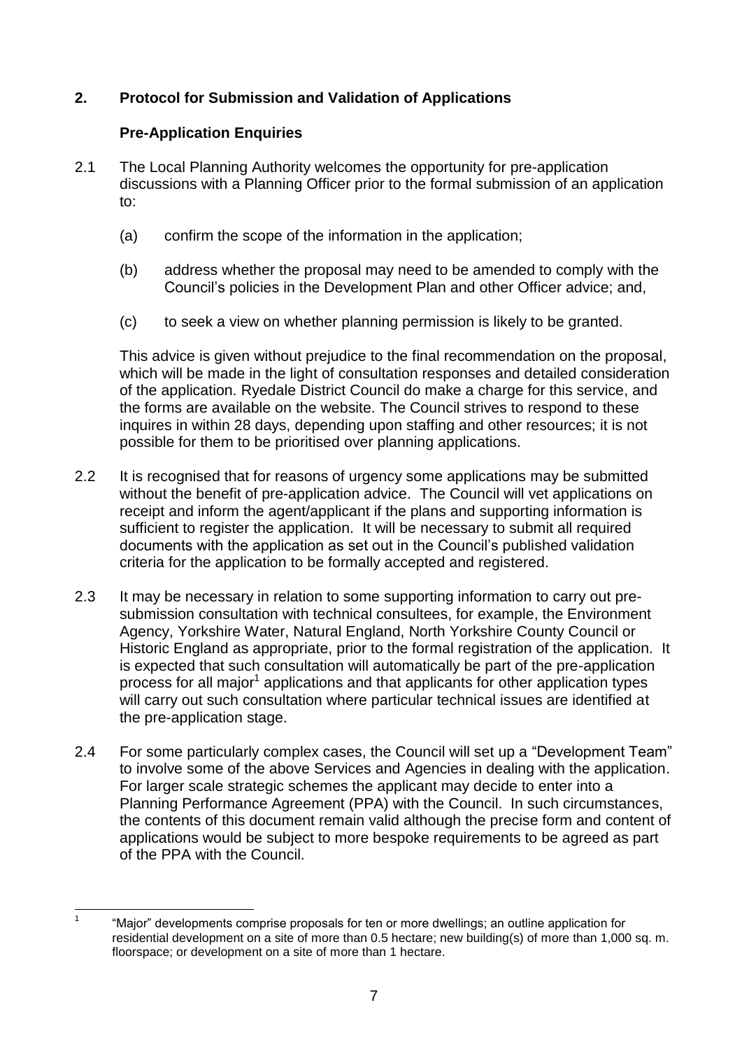## 2. Protocol for Submission and Validation of Applications

### Pre-Application Enquiries

2.1 The Local Planning Authority welcomes the opportunity for pre-application discussions with a Planning Officer prior to the formal submission of an application to:

(a) confirm the scope of the information in the application;

(b) address whether the proposal may need to be amended to comply with the Council's policies in the Development Plan and other Officer advice; and,

(c) to seek a view on whether planning permission is likely to be granted.

This advice is given without prejudice to the final recommendation on the proposal, which will be made in the light of consultation responses and detailed consideration of the application. Ryedale District Council do make a charge for this service, and the forms are available on the website. The Council strives to respond to these inquires in within 28 days, depending upon staffing and other resources; it is not possible for them to be prioritised over planning applications.

2.2 It is recognised that for reasons of urgency some applications may be submitted without the benefit of pre-application advice. The Council will vet applications on receipt and inform the agent/applicant if the plans and supporting information is sufficient to register the application. It will be necessary to submit all required documents with the application as set out in the Council's published validation criteria for the application to be formally accepted and registered.

2.3 It may be necessary in relation to some supporting information to carry out pre-submission consultation with technical consultees, for example, the Environment Agency, Yorkshire Water, Natural England, North Yorkshire County Council or Historic England as appropriate, prior to the formal registration of the application. It is expected that such consultation will automatically be part of the pre-application process for all major[1] applications and that applicants for other application types will carry out such consultation where particular technical issues are identified at the pre-application stage.

2.4 For some particularly complex cases, the Council will set up a "Development Team" to involve some of the above Services and Agencies in dealing with the application. For larger scale strategic schemes the applicant may decide to enter into a Planning Performance Agreement (PPA) with the Council. In such circumstances, the contents of this document remain valid although the precise form and content of applications would be subject to more bespoke requirements to be agreed as part of the PPA with the Council.

[1] "Major" developments comprise proposals for ten or more dwellings; an outline application for residential development on a site of more than 0.5 hectare; new building(s) of more than 1,000 sq. m. floorspace; or development on a site of more than 1 hectare.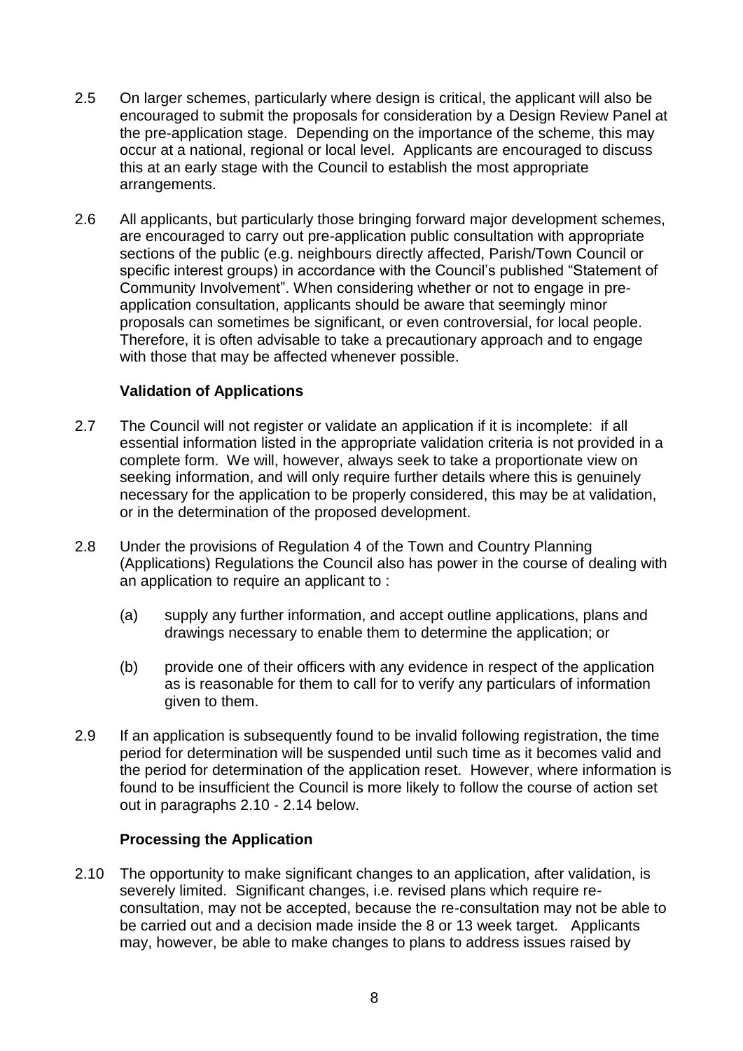2.5 On larger schemes, particularly where design is critical, the applicant will also be encouraged to submit the proposals for consideration by a Design Review Panel at the pre-application stage. Depending on the importance of the scheme, this may occur at a national, regional or local level. Applicants are encouraged to discuss this at an early stage with the Council to establish the most appropriate arrangements.

2.6 All applicants, but particularly those bringing forward major development schemes, are encouraged to carry out pre-application public consultation with appropriate sections of the public (e.g. neighbours directly affected, Parish/Town Council or specific interest groups) in accordance with the Council's published "Statement of Community Involvement". When considering whether or not to engage in pre-application consultation, applicants should be aware that seemingly minor proposals can sometimes be significant, or even controversial, for local people. Therefore, it is often advisable to take a precautionary approach and to engage with those that may be affected whenever possible.

### Validation of Applications

2.7 The Council will not register or validate an application if it is incomplete: if all essential information listed in the appropriate validation criteria is not provided in a complete form. We will, however, always seek to take a proportionate view on seeking information, and will only require further details where this is genuinely necessary for the application to be properly considered, this may be at validation, or in the determination of the proposed development.

2.8 Under the provisions of Regulation 4 of the Town and Country Planning (Applications) Regulations the Council also has power in the course of dealing with an application to require an applicant to :

(a) supply any further information, and accept outline applications, plans and drawings necessary to enable them to determine the application; or

(b) provide one of their officers with any evidence in respect of the application as is reasonable for them to call for to verify any particulars of information given to them.

2.9 If an application is subsequently found to be invalid following registration, the time period for determination will be suspended until such time as it becomes valid and the period for determination of the application reset. However, where information is found to be insufficient the Council is more likely to follow the course of action set out in paragraphs 2.10 - 2.14 below.

### Processing the Application

2.10 The opportunity to make significant changes to an application, after validation, is severely limited. Significant changes, i.e. revised plans which require re-consultation, may not be accepted, because the re-consultation may not be able to be carried out and a decision made inside the 8 or 13 week target. Applicants may, however, be able to make changes to plans to address issues raised by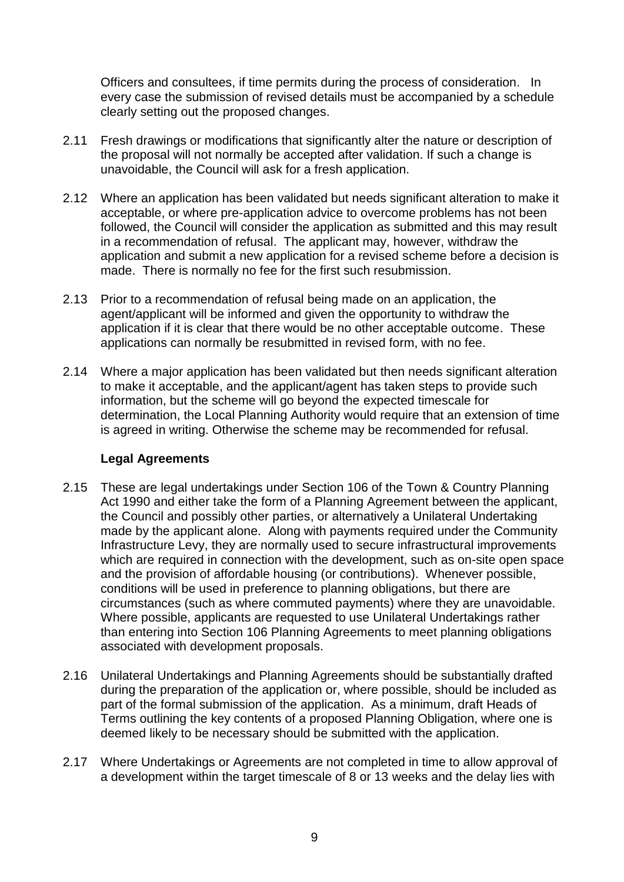Officers and consultees, if time permits during the process of consideration. In every case the submission of revised details must be accompanied by a schedule clearly setting out the proposed changes.

2.11 Fresh drawings or modifications that significantly alter the nature or description of the proposal will not normally be accepted after validation. If such a change is unavoidable, the Council will ask for a fresh application.

2.12 Where an application has been validated but needs significant alteration to make it acceptable, or where pre-application advice to overcome problems has not been followed, the Council will consider the application as submitted and this may result in a recommendation of refusal. The applicant may, however, withdraw the application and submit a new application for a revised scheme before a decision is made. There is normally no fee for the first such resubmission.

2.13 Prior to a recommendation of refusal being made on an application, the agent/applicant will be informed and given the opportunity to withdraw the application if it is clear that there would be no other acceptable outcome. These applications can normally be resubmitted in revised form, with no fee.

2.14 Where a major application has been validated but then needs significant alteration to make it acceptable, and the applicant/agent has taken steps to provide such information, but the scheme will go beyond the expected timescale for determination, the Local Planning Authority would require that an extension of time is agreed in writing. Otherwise the scheme may be recommended for refusal.

### Legal Agreements

2.15 These are legal undertakings under Section 106 of the Town & Country Planning Act 1990 and either take the form of a Planning Agreement between the applicant, the Council and possibly other parties, or alternatively a Unilateral Undertaking made by the applicant alone. Along with payments required under the Community Infrastructure Levy, they are normally used to secure infrastructural improvements which are required in connection with the development, such as on-site open space and the provision of affordable housing (or contributions). Whenever possible, conditions will be used in preference to planning obligations, but there are circumstances (such as where commuted payments) where they are unavoidable. Where possible, applicants are requested to use Unilateral Undertakings rather than entering into Section 106 Planning Agreements to meet planning obligations associated with development proposals.

2.16 Unilateral Undertakings and Planning Agreements should be substantially drafted during the preparation of the application or, where possible, should be included as part of the formal submission of the application. As a minimum, draft Heads of Terms outlining the key contents of a proposed Planning Obligation, where one is deemed likely to be necessary should be submitted with the application.

2.17 Where Undertakings or Agreements are not completed in time to allow approval of a development within the target timescale of 8 or 13 weeks and the delay lies with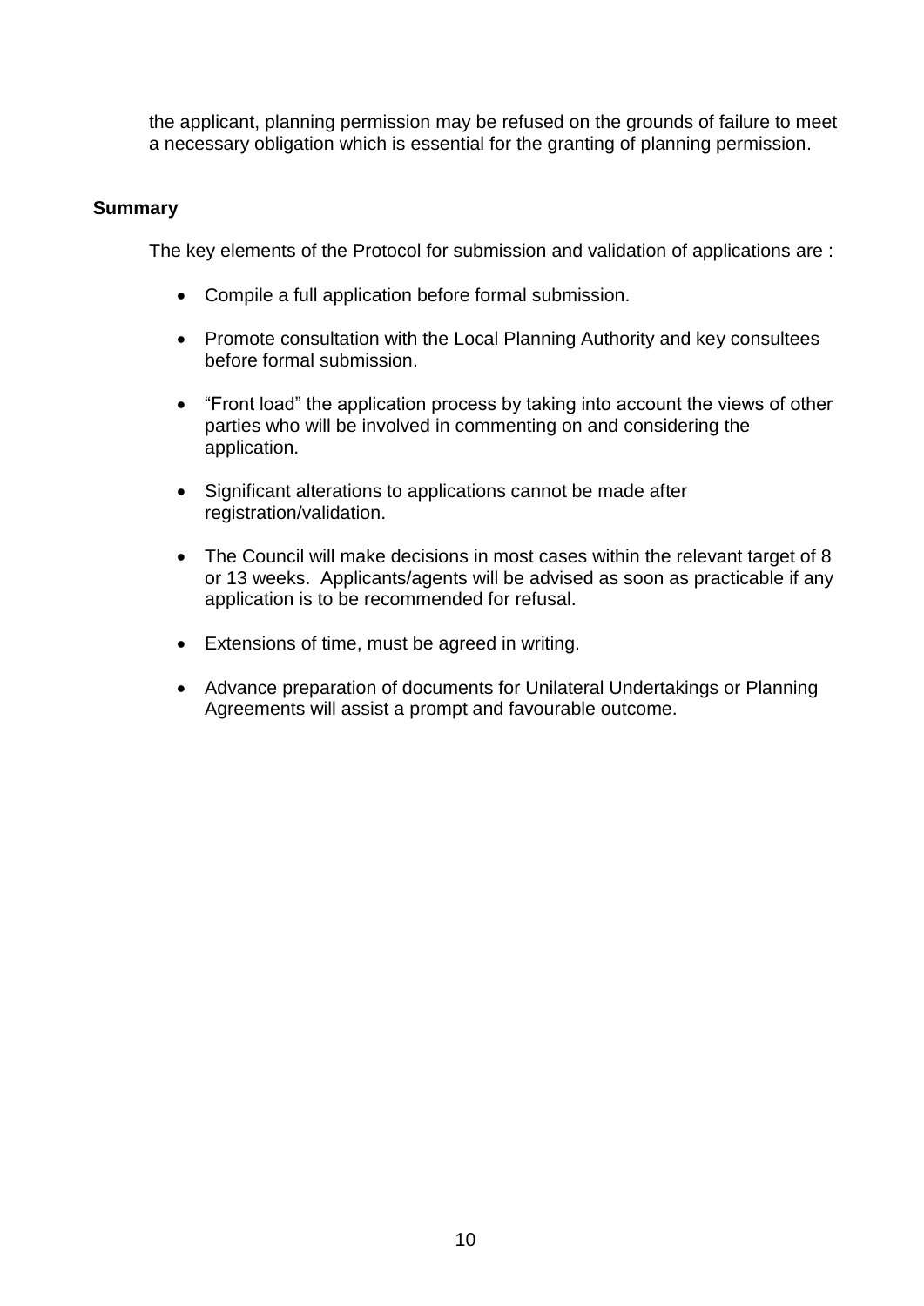the applicant, planning permission may be refused on the grounds of failure to meet a necessary obligation which is essential for the granting of planning permission.

**Summary**

The key elements of the Protocol for submission and validation of applications are :

- Compile a full application before formal submission.
- Promote consultation with the Local Planning Authority and key consultees before formal submission.
- "Front load" the application process by taking into account the views of other parties who will be involved in commenting on and considering the application.
- Significant alterations to applications cannot be made after registration/validation.
- The Council will make decisions in most cases within the relevant target of 8 or 13 weeks. Applicants/agents will be advised as soon as practicable if any application is to be recommended for refusal.
- Extensions of time, must be agreed in writing.
- Advance preparation of documents for Unilateral Undertakings or Planning Agreements will assist a prompt and favourable outcome.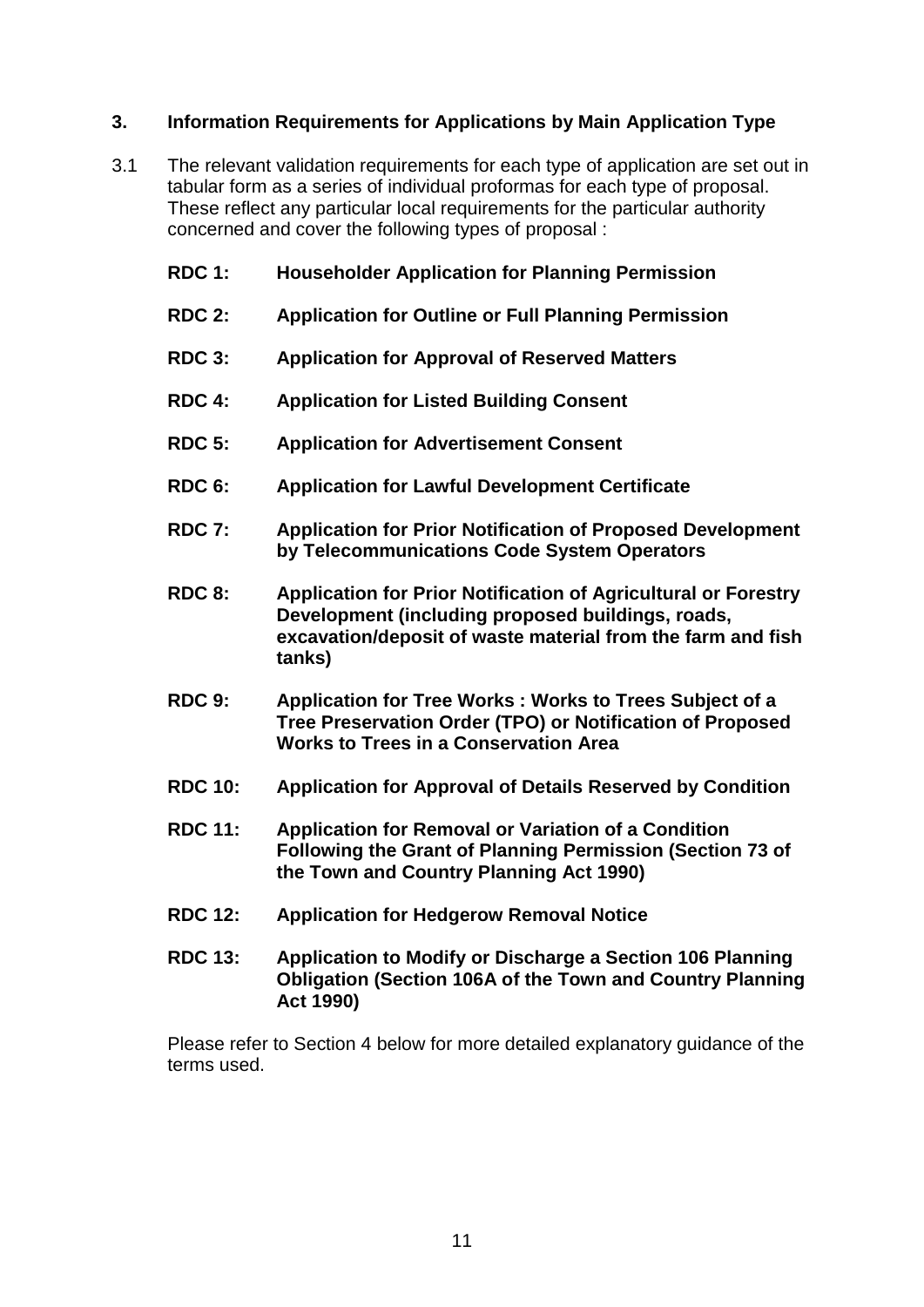## 3. Information Requirements for Applications by Main Application Type

3.1 The relevant validation requirements for each type of application are set out in tabular form as a series of individual proformas for each type of proposal. These reflect any particular local requirements for the particular authority concerned and cover the following types of proposal :

**RDC 1:** **Householder Application for Planning Permission**

**RDC 2:** **Application for Outline or Full Planning Permission**

**RDC 3:** **Application for Approval of Reserved Matters**

**RDC 4:** **Application for Listed Building Consent**

**RDC 5:** **Application for Advertisement Consent**

**RDC 6:** **Application for Lawful Development Certificate**

**RDC 7:** **Application for Prior Notification of Proposed Development by Telecommunications Code System Operators**

**RDC 8:** **Application for Prior Notification of Agricultural or Forestry Development (including proposed buildings, roads, excavation/deposit of waste material from the farm and fish tanks)**

**RDC 9:** **Application for Tree Works : Works to Trees Subject of a Tree Preservation Order (TPO) or Notification of Proposed Works to Trees in a Conservation Area**

**RDC 10:** **Application for Approval of Details Reserved by Condition**

**RDC 11:** **Application for Removal or Variation of a Condition Following the Grant of Planning Permission (Section 73 of the Town and Country Planning Act 1990)**

**RDC 12:** **Application for Hedgerow Removal Notice**

**RDC 13:** **Application to Modify or Discharge a Section 106 Planning Obligation (Section 106A of the Town and Country Planning Act 1990)**

Please refer to Section 4 below for more detailed explanatory guidance of the terms used.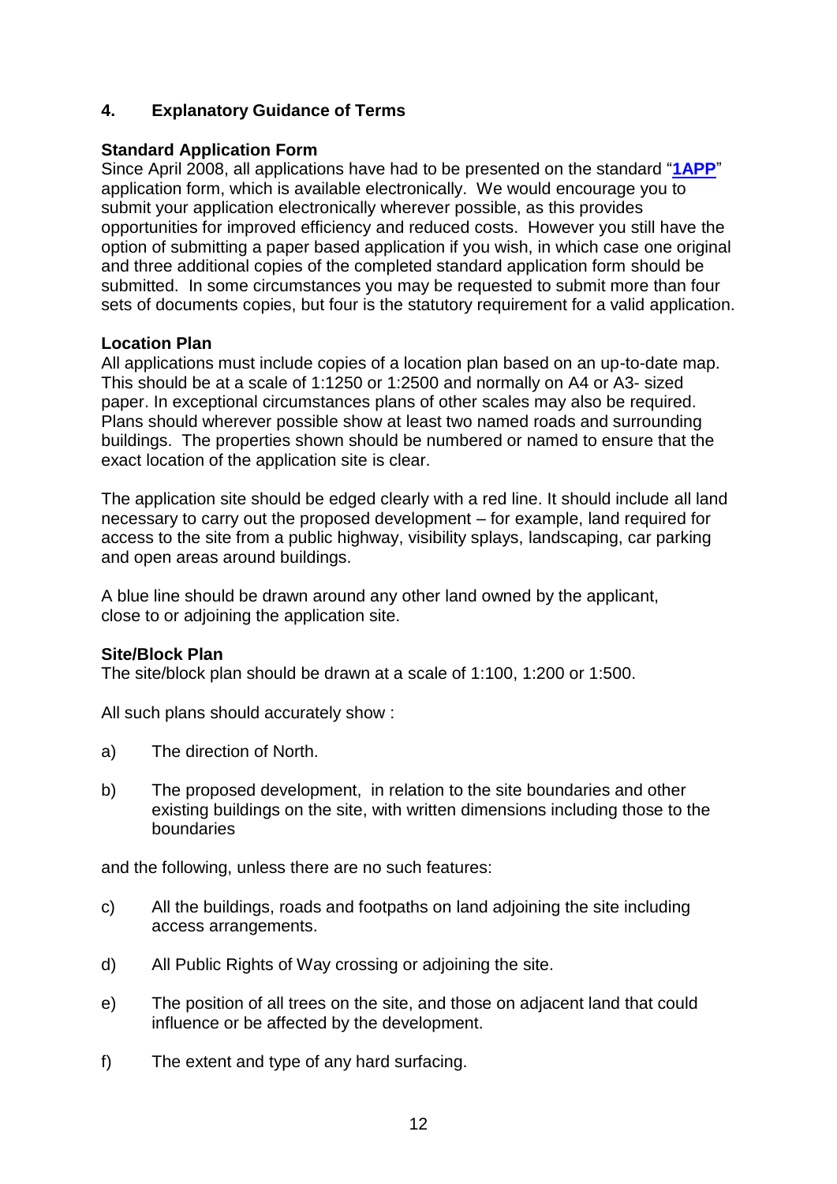## 4. Explanatory Guidance of Terms

### Standard Application Form

Since April 2008, all applications have had to be presented on the standard "**1APP**" application form, which is available electronically. We would encourage you to submit your application electronically wherever possible, as this provides opportunities for improved efficiency and reduced costs. However you still have the option of submitting a paper based application if you wish, in which case one original and three additional copies of the completed standard application form should be submitted. In some circumstances you may be requested to submit more than four sets of documents copies, but four is the statutory requirement for a valid application.

### Location Plan

All applications must include copies of a location plan based on an up-to-date map. This should be at a scale of 1:1250 or 1:2500 and normally on A4 or A3- sized paper. In exceptional circumstances plans of other scales may also be required. Plans should wherever possible show at least two named roads and surrounding buildings. The properties shown should be numbered or named to ensure that the exact location of the application site is clear.

The application site should be edged clearly with a red line. It should include all land necessary to carry out the proposed development – for example, land required for access to the site from a public highway, visibility splays, landscaping, car parking and open areas around buildings.

A blue line should be drawn around any other land owned by the applicant, close to or adjoining the application site.

### Site/Block Plan

The site/block plan should be drawn at a scale of 1:100, 1:200 or 1:500.

All such plans should accurately show :

a) The direction of North.

b) The proposed development, in relation to the site boundaries and other existing buildings on the site, with written dimensions including those to the boundaries

and the following, unless there are no such features:

c) All the buildings, roads and footpaths on land adjoining the site including access arrangements.

d) All Public Rights of Way crossing or adjoining the site.

e) The position of all trees on the site, and those on adjacent land that could influence or be affected by the development.

f) The extent and type of any hard surfacing.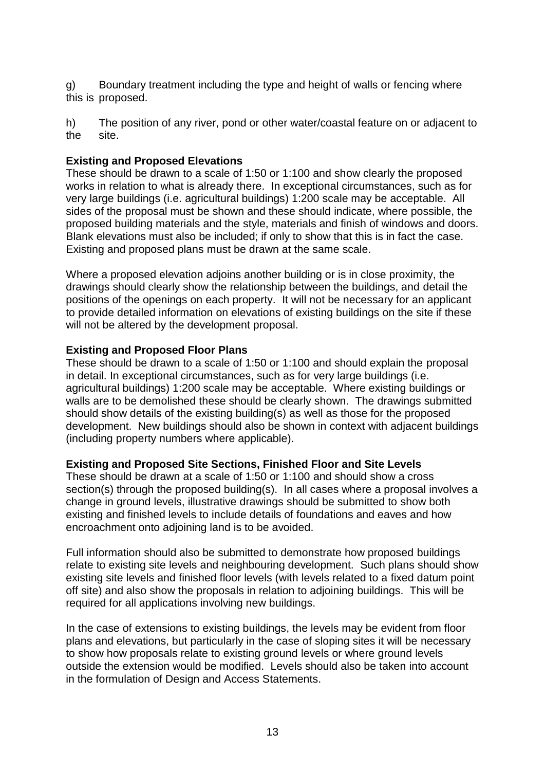g) Boundary treatment including the type and height of walls or fencing where this is proposed.

h) The position of any river, pond or other water/coastal feature on or adjacent to the site.

**Existing and Proposed Elevations**
These should be drawn to a scale of 1:50 or 1:100 and show clearly the proposed works in relation to what is already there. In exceptional circumstances, such as for very large buildings (i.e. agricultural buildings) 1:200 scale may be acceptable. All sides of the proposal must be shown and these should indicate, where possible, the proposed building materials and the style, materials and finish of windows and doors. Blank elevations must also be included; if only to show that this is in fact the case. Existing and proposed plans must be drawn at the same scale.

Where a proposed elevation adjoins another building or is in close proximity, the drawings should clearly show the relationship between the buildings, and detail the positions of the openings on each property. It will not be necessary for an applicant to provide detailed information on elevations of existing buildings on the site if these will not be altered by the development proposal.

**Existing and Proposed Floor Plans**
These should be drawn to a scale of 1:50 or 1:100 and should explain the proposal in detail. In exceptional circumstances, such as for very large buildings (i.e. agricultural buildings) 1:200 scale may be acceptable. Where existing buildings or walls are to be demolished these should be clearly shown. The drawings submitted should show details of the existing building(s) as well as those for the proposed development. New buildings should also be shown in context with adjacent buildings (including property numbers where applicable).

**Existing and Proposed Site Sections, Finished Floor and Site Levels**
These should be drawn at a scale of 1:50 or 1:100 and should show a cross section(s) through the proposed building(s). In all cases where a proposal involves a change in ground levels, illustrative drawings should be submitted to show both existing and finished levels to include details of foundations and eaves and how encroachment onto adjoining land is to be avoided.

Full information should also be submitted to demonstrate how proposed buildings relate to existing site levels and neighbouring development. Such plans should show existing site levels and finished floor levels (with levels related to a fixed datum point off site) and also show the proposals in relation to adjoining buildings. This will be required for all applications involving new buildings.

In the case of extensions to existing buildings, the levels may be evident from floor plans and elevations, but particularly in the case of sloping sites it will be necessary to show how proposals relate to existing ground levels or where ground levels outside the extension would be modified. Levels should also be taken into account in the formulation of Design and Access Statements.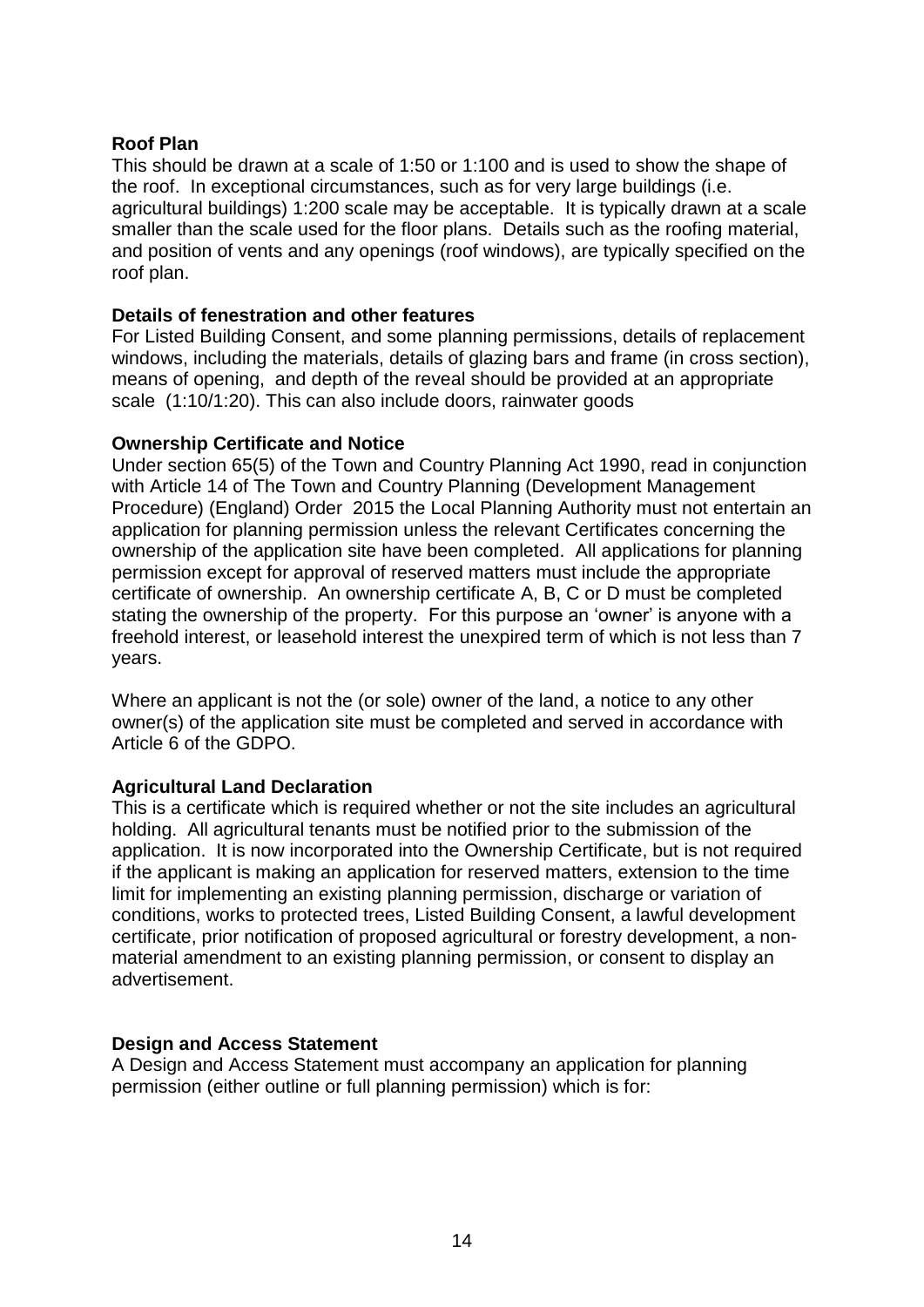**Roof Plan**

This should be drawn at a scale of 1:50 or 1:100 and is used to show the shape of the roof. In exceptional circumstances, such as for very large buildings (i.e. agricultural buildings) 1:200 scale may be acceptable. It is typically drawn at a scale smaller than the scale used for the floor plans. Details such as the roofing material, and position of vents and any openings (roof windows), are typically specified on the roof plan.

**Details of fenestration and other features**

For Listed Building Consent, and some planning permissions, details of replacement windows, including the materials, details of glazing bars and frame (in cross section), means of opening, and depth of the reveal should be provided at an appropriate scale (1:10/1:20). This can also include doors, rainwater goods

**Ownership Certificate and Notice**

Under section 65(5) of the Town and Country Planning Act 1990, read in conjunction with Article 14 of The Town and Country Planning (Development Management Procedure) (England) Order 2015 the Local Planning Authority must not entertain an application for planning permission unless the relevant Certificates concerning the ownership of the application site have been completed. All applications for planning permission except for approval of reserved matters must include the appropriate certificate of ownership. An ownership certificate A, B, C or D must be completed stating the ownership of the property. For this purpose an 'owner' is anyone with a freehold interest, or leasehold interest the unexpired term of which is not less than 7 years.

Where an applicant is not the (or sole) owner of the land, a notice to any other owner(s) of the application site must be completed and served in accordance with Article 6 of the GDPO.

**Agricultural Land Declaration**

This is a certificate which is required whether or not the site includes an agricultural holding. All agricultural tenants must be notified prior to the submission of the application. It is now incorporated into the Ownership Certificate, but is not required if the applicant is making an application for reserved matters, extension to the time limit for implementing an existing planning permission, discharge or variation of conditions, works to protected trees, Listed Building Consent, a lawful development certificate, prior notification of proposed agricultural or forestry development, a non-material amendment to an existing planning permission, or consent to display an advertisement.

**Design and Access Statement**

A Design and Access Statement must accompany an application for planning permission (either outline or full planning permission) which is for: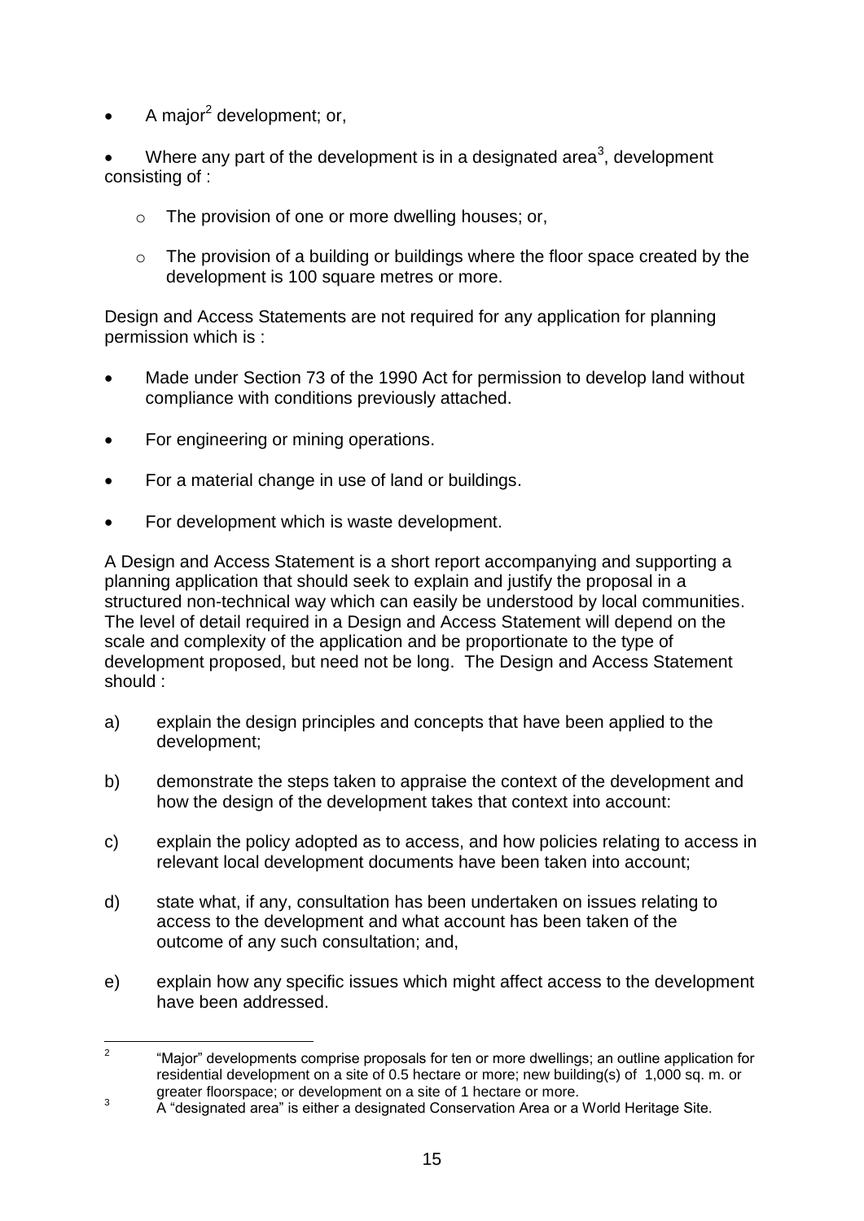- A major[2] development; or,

- Where any part of the development is in a designated area[3], development consisting of :

  - The provision of one or more dwelling houses; or,

  - The provision of a building or buildings where the floor space created by the development is 100 square metres or more.

Design and Access Statements are not required for any application for planning permission which is :

- Made under Section 73 of the 1990 Act for permission to develop land without compliance with conditions previously attached.

- For engineering or mining operations.

- For a material change in use of land or buildings.

- For development which is waste development.

A Design and Access Statement is a short report accompanying and supporting a planning application that should seek to explain and justify the proposal in a structured non-technical way which can easily be understood by local communities. The level of detail required in a Design and Access Statement will depend on the scale and complexity of the application and be proportionate to the type of development proposed, but need not be long. The Design and Access Statement should :

a) explain the design principles and concepts that have been applied to the development;

b) demonstrate the steps taken to appraise the context of the development and how the design of the development takes that context into account:

c) explain the policy adopted as to access, and how policies relating to access in relevant local development documents have been taken into account;

d) state what, if any, consultation has been undertaken on issues relating to access to the development and what account has been taken of the outcome of any such consultation; and,

e) explain how any specific issues which might affect access to the development have been addressed.

---

[2] "Major" developments comprise proposals for ten or more dwellings; an outline application for residential development on a site of 0.5 hectare or more; new building(s) of 1,000 sq. m. or greater floorspace; or development on a site of 1 hectare or more.

[3] A "designated area" is either a designated Conservation Area or a World Heritage Site.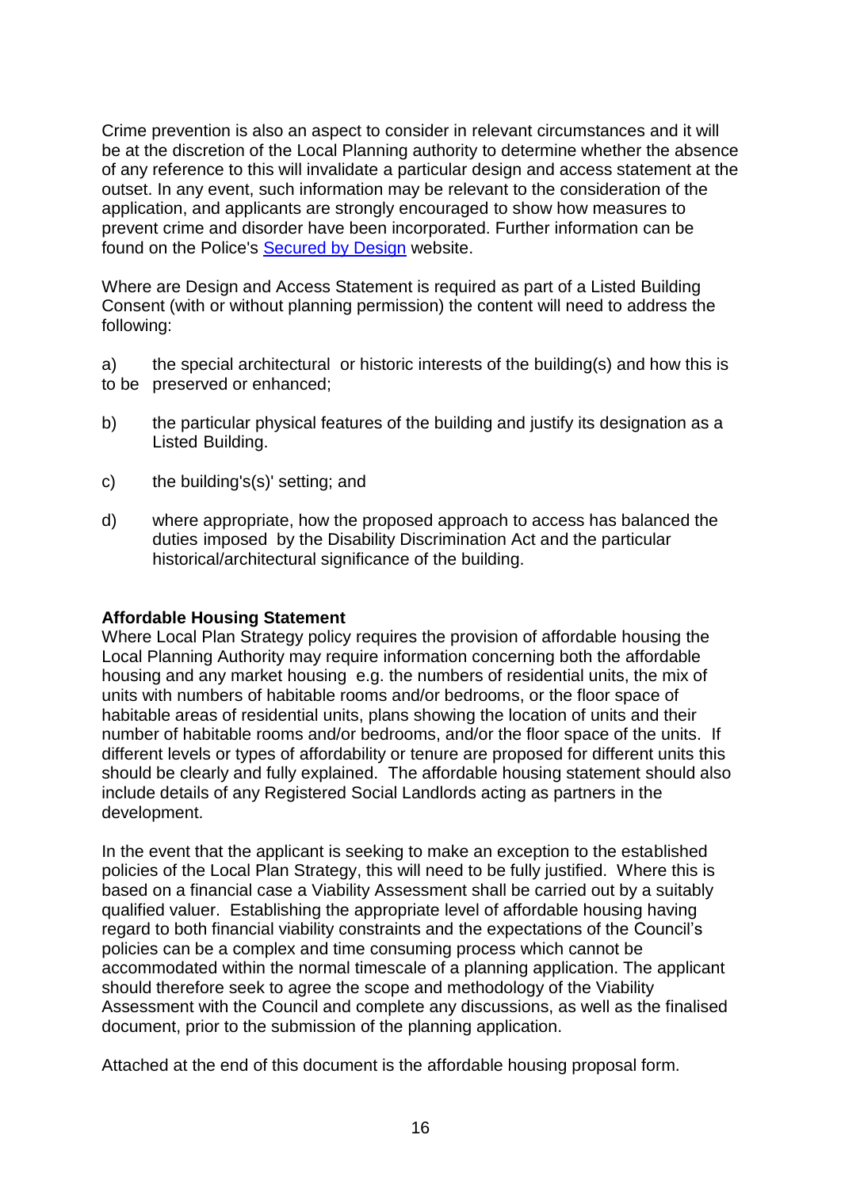Crime prevention is also an aspect to consider in relevant circumstances and it will be at the discretion of the Local Planning authority to determine whether the absence of any reference to this will invalidate a particular design and access statement at the outset. In any event, such information may be relevant to the consideration of the application, and applicants are strongly encouraged to show how measures to prevent crime and disorder have been incorporated. Further information can be found on the Police's Secured by Design website.

Where are Design and Access Statement is required as part of a Listed Building Consent (with or without planning permission) the content will need to address the following:

a) the special architectural or historic interests of the building(s) and how this is to be preserved or enhanced;

b) the particular physical features of the building and justify its designation as a Listed Building.

c) the building's(s)' setting; and

d) where appropriate, how the proposed approach to access has balanced the duties imposed by the Disability Discrimination Act and the particular historical/architectural significance of the building.

**Affordable Housing Statement**

Where Local Plan Strategy policy requires the provision of affordable housing the Local Planning Authority may require information concerning both the affordable housing and any market housing e.g. the numbers of residential units, the mix of units with numbers of habitable rooms and/or bedrooms, or the floor space of habitable areas of residential units, plans showing the location of units and their number of habitable rooms and/or bedrooms, and/or the floor space of the units. If different levels or types of affordability or tenure are proposed for different units this should be clearly and fully explained. The affordable housing statement should also include details of any Registered Social Landlords acting as partners in the development.

In the event that the applicant is seeking to make an exception to the established policies of the Local Plan Strategy, this will need to be fully justified. Where this is based on a financial case a Viability Assessment shall be carried out by a suitably qualified valuer. Establishing the appropriate level of affordable housing having regard to both financial viability constraints and the expectations of the Council's policies can be a complex and time consuming process which cannot be accommodated within the normal timescale of a planning application. The applicant should therefore seek to agree the scope and methodology of the Viability Assessment with the Council and complete any discussions, as well as the finalised document, prior to the submission of the planning application.

Attached at the end of this document is the affordable housing proposal form.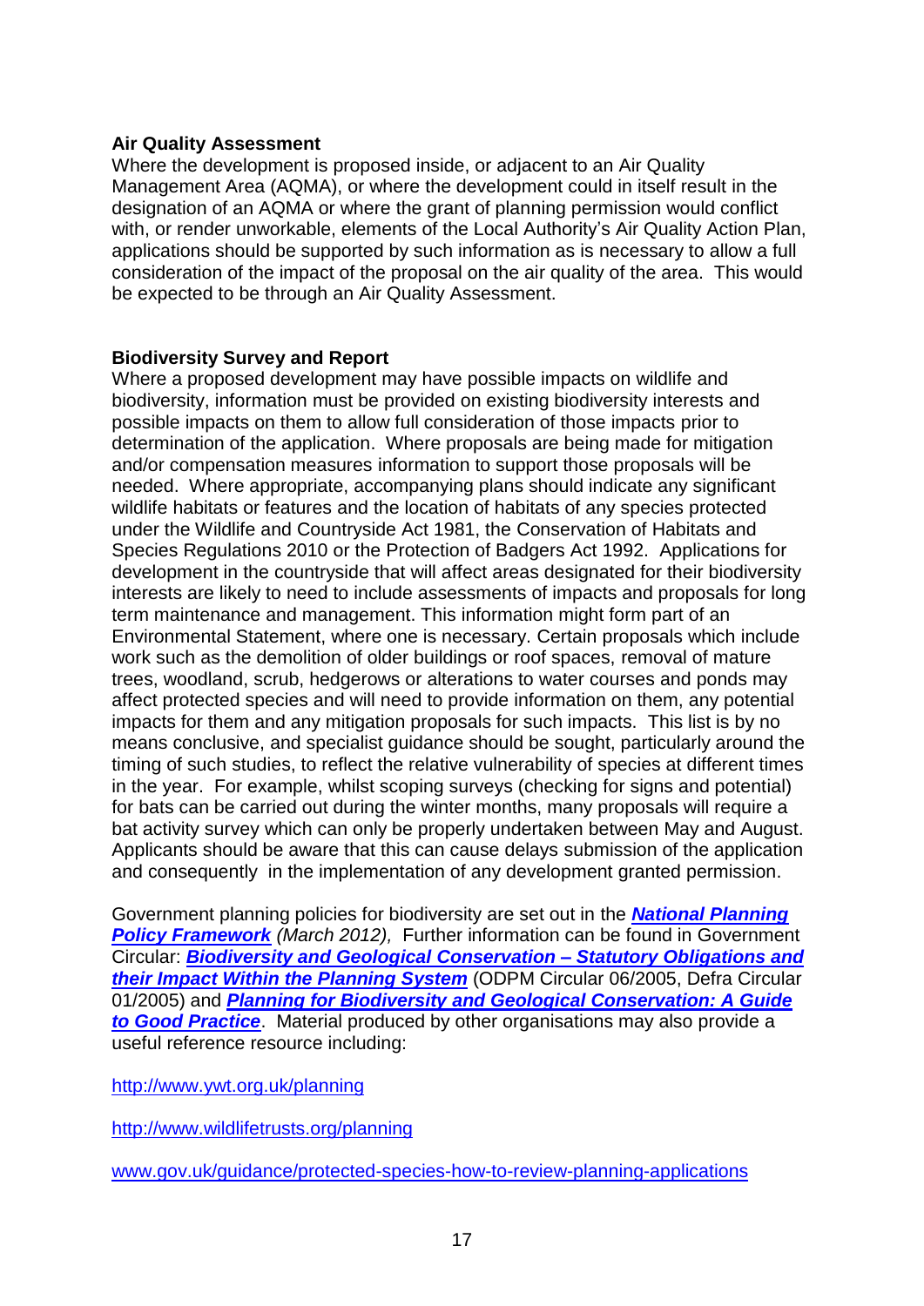**Air Quality Assessment**

Where the development is proposed inside, or adjacent to an Air Quality Management Area (AQMA), or where the development could in itself result in the designation of an AQMA or where the grant of planning permission would conflict with, or render unworkable, elements of the Local Authority's Air Quality Action Plan, applications should be supported by such information as is necessary to allow a full consideration of the impact of the proposal on the air quality of the area. This would be expected to be through an Air Quality Assessment.

**Biodiversity Survey and Report**

Where a proposed development may have possible impacts on wildlife and biodiversity, information must be provided on existing biodiversity interests and possible impacts on them to allow full consideration of those impacts prior to determination of the application. Where proposals are being made for mitigation and/or compensation measures information to support those proposals will be needed. Where appropriate, accompanying plans should indicate any significant wildlife habitats or features and the location of habitats of any species protected under the Wildlife and Countryside Act 1981, the Conservation of Habitats and Species Regulations 2010 or the Protection of Badgers Act 1992. Applications for development in the countryside that will affect areas designated for their biodiversity interests are likely to need to include assessments of impacts and proposals for long term maintenance and management. This information might form part of an Environmental Statement, where one is necessary. Certain proposals which include work such as the demolition of older buildings or roof spaces, removal of mature trees, woodland, scrub, hedgerows or alterations to water courses and ponds may affect protected species and will need to provide information on them, any potential impacts for them and any mitigation proposals for such impacts. This list is by no means conclusive, and specialist guidance should be sought, particularly around the timing of such studies, to reflect the relative vulnerability of species at different times in the year. For example, whilst scoping surveys (checking for signs and potential) for bats can be carried out during the winter months, many proposals will require a bat activity survey which can only be properly undertaken between May and August. Applicants should be aware that this can cause delays submission of the application and consequently in the implementation of any development granted permission.

Government planning policies for biodiversity are set out in the ***National Planning Policy Framework*** *(March 2012),* Further information can be found in Government Circular: ***Biodiversity and Geological Conservation – Statutory Obligations and their Impact Within the Planning System*** (ODPM Circular 06/2005, Defra Circular 01/2005) and ***Planning for Biodiversity and Geological Conservation: A Guide to Good Practice***. Material produced by other organisations may also provide a useful reference resource including:

http://www.ywt.org.uk/planning

http://www.wildlifetrusts.org/planning

www.gov.uk/guidance/protected-species-how-to-review-planning-applications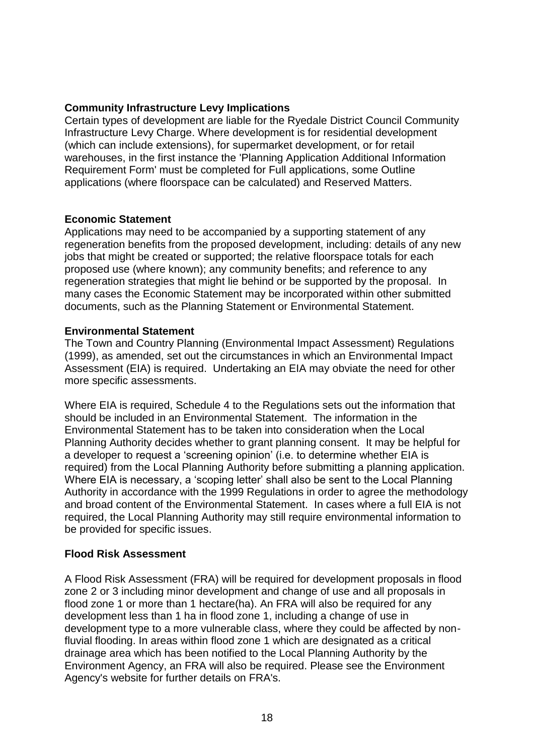**Community Infrastructure Levy Implications**

Certain types of development are liable for the Ryedale District Council Community Infrastructure Levy Charge. Where development is for residential development (which can include extensions), for supermarket development, or for retail warehouses, in the first instance the 'Planning Application Additional Information Requirement Form' must be completed for Full applications, some Outline applications (where floorspace can be calculated) and Reserved Matters.

**Economic Statement**

Applications may need to be accompanied by a supporting statement of any regeneration benefits from the proposed development, including: details of any new jobs that might be created or supported; the relative floorspace totals for each proposed use (where known); any community benefits; and reference to any regeneration strategies that might lie behind or be supported by the proposal. In many cases the Economic Statement may be incorporated within other submitted documents, such as the Planning Statement or Environmental Statement.

**Environmental Statement**

The Town and Country Planning (Environmental Impact Assessment) Regulations (1999), as amended, set out the circumstances in which an Environmental Impact Assessment (EIA) is required. Undertaking an EIA may obviate the need for other more specific assessments.

Where EIA is required, Schedule 4 to the Regulations sets out the information that should be included in an Environmental Statement. The information in the Environmental Statement has to be taken into consideration when the Local Planning Authority decides whether to grant planning consent. It may be helpful for a developer to request a 'screening opinion' (i.e. to determine whether EIA is required) from the Local Planning Authority before submitting a planning application. Where EIA is necessary, a 'scoping letter' shall also be sent to the Local Planning Authority in accordance with the 1999 Regulations in order to agree the methodology and broad content of the Environmental Statement. In cases where a full EIA is not required, the Local Planning Authority may still require environmental information to be provided for specific issues.

**Flood Risk Assessment**

A Flood Risk Assessment (FRA) will be required for development proposals in flood zone 2 or 3 including minor development and change of use and all proposals in flood zone 1 or more than 1 hectare(ha). An FRA will also be required for any development less than 1 ha in flood zone 1, including a change of use in development type to a more vulnerable class, where they could be affected by non-fluvial flooding. In areas within flood zone 1 which are designated as a critical drainage area which has been notified to the Local Planning Authority by the Environment Agency, an FRA will also be required. Please see the Environment Agency's website for further details on FRA's.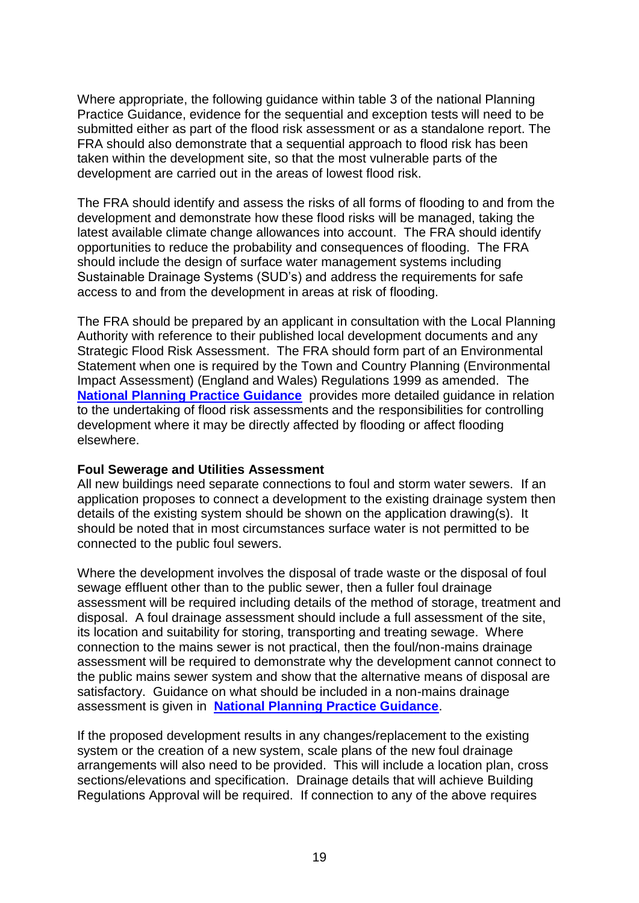Where appropriate, the following guidance within table 3 of the national Planning Practice Guidance, evidence for the sequential and exception tests will need to be submitted either as part of the flood risk assessment or as a standalone report. The FRA should also demonstrate that a sequential approach to flood risk has been taken within the development site, so that the most vulnerable parts of the development are carried out in the areas of lowest flood risk.

The FRA should identify and assess the risks of all forms of flooding to and from the development and demonstrate how these flood risks will be managed, taking the latest available climate change allowances into account. The FRA should identify opportunities to reduce the probability and consequences of flooding. The FRA should include the design of surface water management systems including Sustainable Drainage Systems (SUD's) and address the requirements for safe access to and from the development in areas at risk of flooding.

The FRA should be prepared by an applicant in consultation with the Local Planning Authority with reference to their published local development documents and any Strategic Flood Risk Assessment. The FRA should form part of an Environmental Statement when one is required by the Town and Country Planning (Environmental Impact Assessment) (England and Wales) Regulations 1999 as amended. The **National Planning Practice Guidance** provides more detailed guidance in relation to the undertaking of flood risk assessments and the responsibilities for controlling development where it may be directly affected by flooding or affect flooding elsewhere.

**Foul Sewerage and Utilities Assessment**

All new buildings need separate connections to foul and storm water sewers. If an application proposes to connect a development to the existing drainage system then details of the existing system should be shown on the application drawing(s). It should be noted that in most circumstances surface water is not permitted to be connected to the public foul sewers.

Where the development involves the disposal of trade waste or the disposal of foul sewage effluent other than to the public sewer, then a fuller foul drainage assessment will be required including details of the method of storage, treatment and disposal. A foul drainage assessment should include a full assessment of the site, its location and suitability for storing, transporting and treating sewage. Where connection to the mains sewer is not practical, then the foul/non-mains drainage assessment will be required to demonstrate why the development cannot connect to the public mains sewer system and show that the alternative means of disposal are satisfactory. Guidance on what should be included in a non-mains drainage assessment is given in **National Planning Practice Guidance**.

If the proposed development results in any changes/replacement to the existing system or the creation of a new system, scale plans of the new foul drainage arrangements will also need to be provided. This will include a location plan, cross sections/elevations and specification. Drainage details that will achieve Building Regulations Approval will be required. If connection to any of the above requires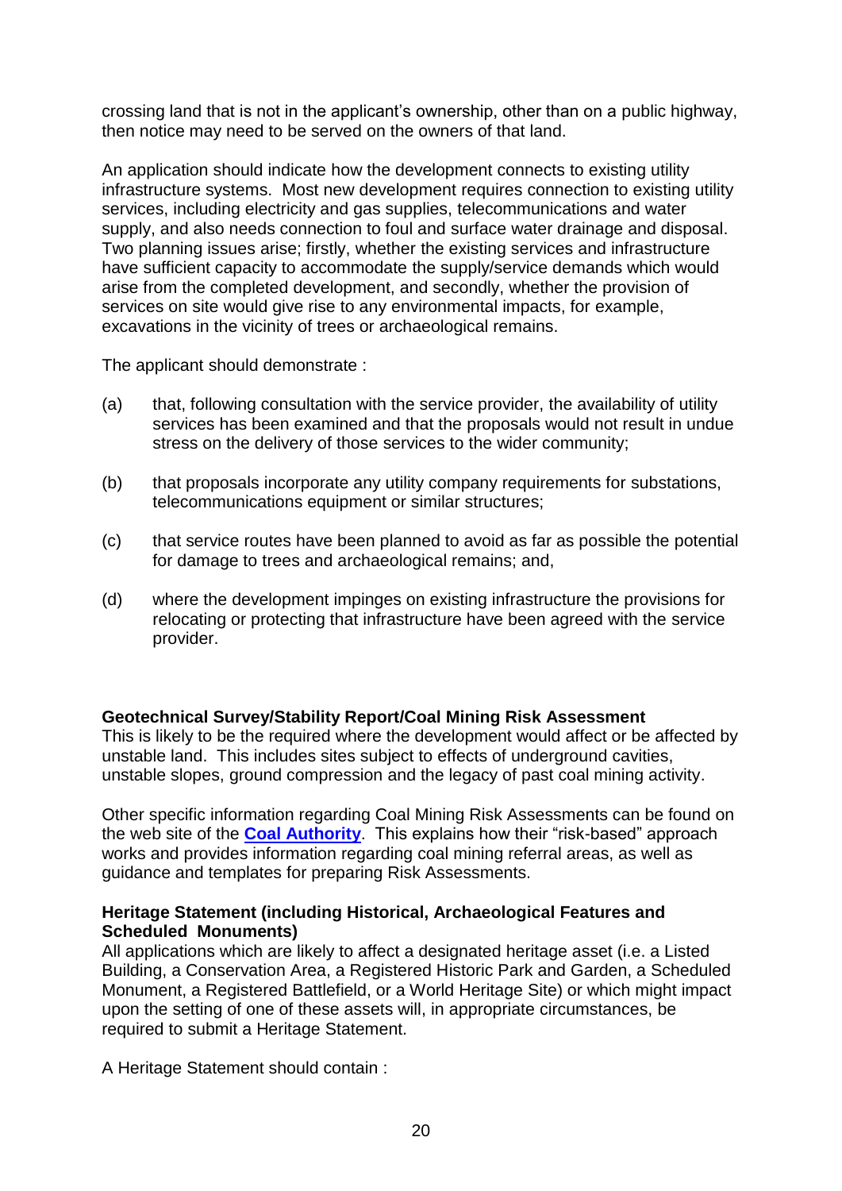crossing land that is not in the applicant's ownership, other than on a public highway, then notice may need to be served on the owners of that land.

An application should indicate how the development connects to existing utility infrastructure systems. Most new development requires connection to existing utility services, including electricity and gas supplies, telecommunications and water supply, and also needs connection to foul and surface water drainage and disposal. Two planning issues arise; firstly, whether the existing services and infrastructure have sufficient capacity to accommodate the supply/service demands which would arise from the completed development, and secondly, whether the provision of services on site would give rise to any environmental impacts, for example, excavations in the vicinity of trees or archaeological remains.

The applicant should demonstrate :

(a) that, following consultation with the service provider, the availability of utility services has been examined and that the proposals would not result in undue stress on the delivery of those services to the wider community;

(b) that proposals incorporate any utility company requirements for substations, telecommunications equipment or similar structures;

(c) that service routes have been planned to avoid as far as possible the potential for damage to trees and archaeological remains; and,

(d) where the development impinges on existing infrastructure the provisions for relocating or protecting that infrastructure have been agreed with the service provider.

**Geotechnical Survey/Stability Report/Coal Mining Risk Assessment**

This is likely to be the required where the development would affect or be affected by unstable land. This includes sites subject to effects of underground cavities, unstable slopes, ground compression and the legacy of past coal mining activity.

Other specific information regarding Coal Mining Risk Assessments can be found on the web site of the **Coal Authority**. This explains how their "risk-based" approach works and provides information regarding coal mining referral areas, as well as guidance and templates for preparing Risk Assessments.

**Heritage Statement (including Historical, Archaeological Features and Scheduled Monuments)**

All applications which are likely to affect a designated heritage asset (i.e. a Listed Building, a Conservation Area, a Registered Historic Park and Garden, a Scheduled Monument, a Registered Battlefield, or a World Heritage Site) or which might impact upon the setting of one of these assets will, in appropriate circumstances, be required to submit a Heritage Statement.

A Heritage Statement should contain :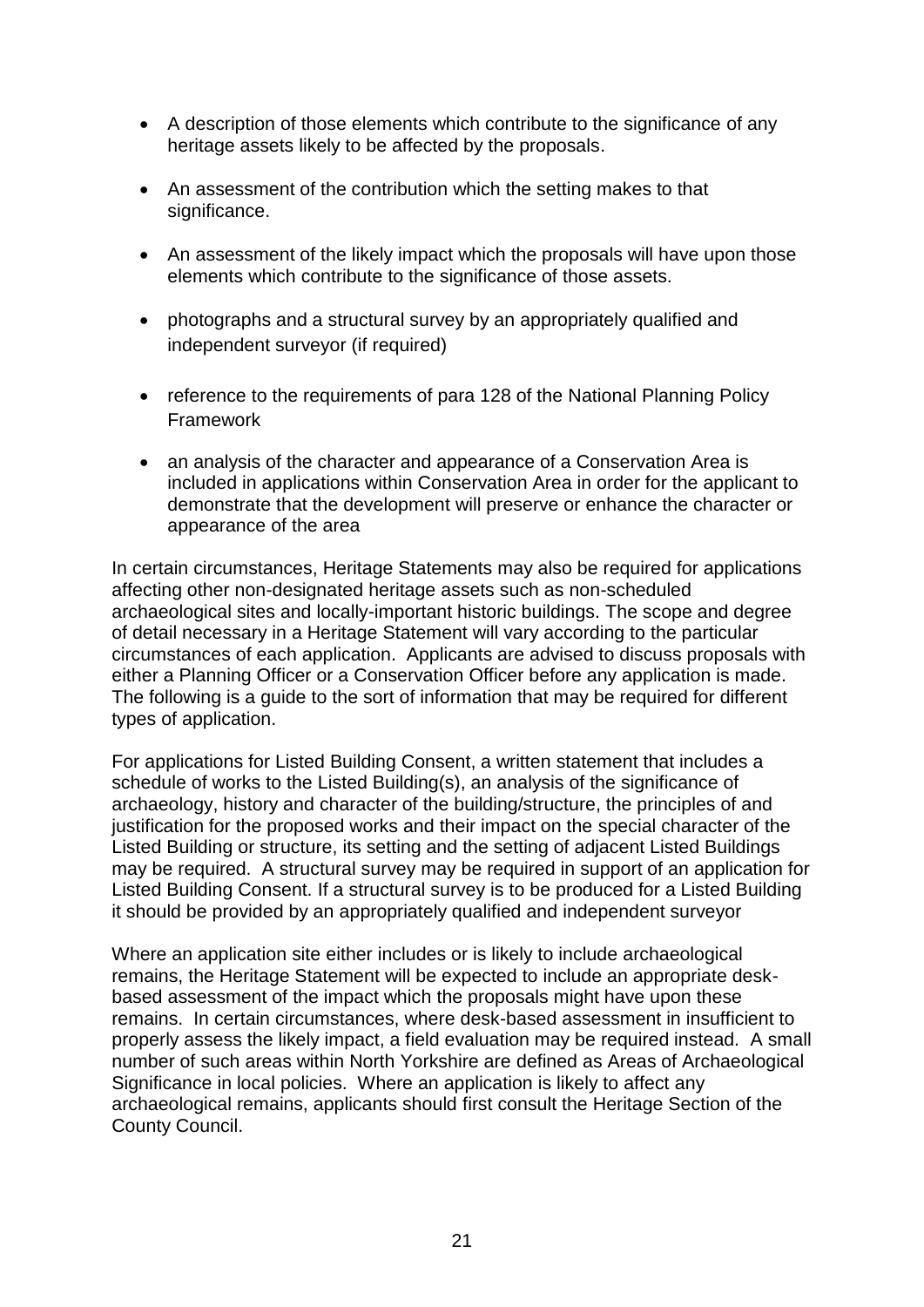- A description of those elements which contribute to the significance of any heritage assets likely to be affected by the proposals.
- An assessment of the contribution which the setting makes to that significance.
- An assessment of the likely impact which the proposals will have upon those elements which contribute to the significance of those assets.
- photographs and a structural survey by an appropriately qualified and independent surveyor (if required)
- reference to the requirements of para 128 of the National Planning Policy Framework
- an analysis of the character and appearance of a Conservation Area is included in applications within Conservation Area in order for the applicant to demonstrate that the development will preserve or enhance the character or appearance of the area

In certain circumstances, Heritage Statements may also be required for applications affecting other non-designated heritage assets such as non-scheduled archaeological sites and locally-important historic buildings. The scope and degree of detail necessary in a Heritage Statement will vary according to the particular circumstances of each application. Applicants are advised to discuss proposals with either a Planning Officer or a Conservation Officer before any application is made. The following is a guide to the sort of information that may be required for different types of application.

For applications for Listed Building Consent, a written statement that includes a schedule of works to the Listed Building(s), an analysis of the significance of archaeology, history and character of the building/structure, the principles of and justification for the proposed works and their impact on the special character of the Listed Building or structure, its setting and the setting of adjacent Listed Buildings may be required. A structural survey may be required in support of an application for Listed Building Consent. If a structural survey is to be produced for a Listed Building it should be provided by an appropriately qualified and independent surveyor

Where an application site either includes or is likely to include archaeological remains, the Heritage Statement will be expected to include an appropriate desk-based assessment of the impact which the proposals might have upon these remains. In certain circumstances, where desk-based assessment in insufficient to properly assess the likely impact, a field evaluation may be required instead. A small number of such areas within North Yorkshire are defined as Areas of Archaeological Significance in local policies. Where an application is likely to affect any archaeological remains, applicants should first consult the Heritage Section of the County Council.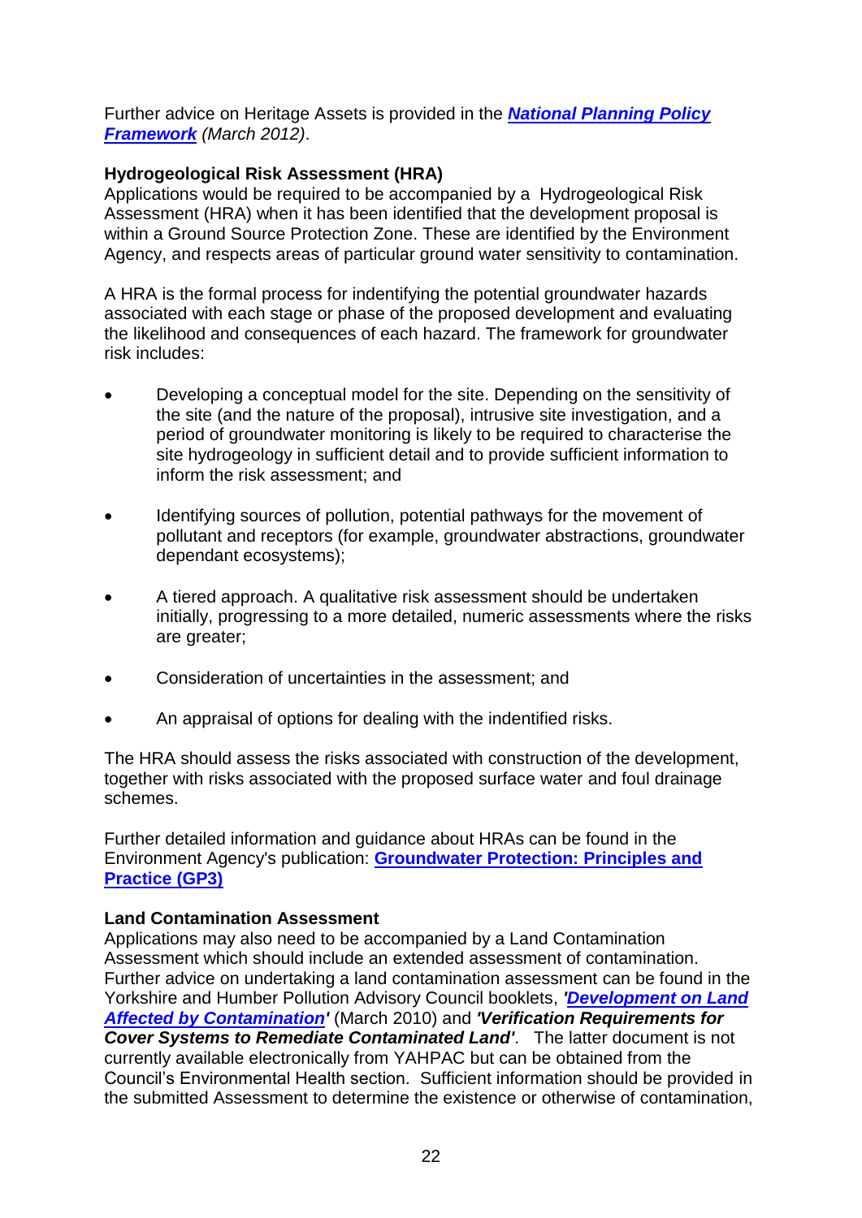Further advice on Heritage Assets is provided in the ***National Planning Policy Framework*** *(March 2012)*.

**Hydrogeological Risk Assessment (HRA)**
Applications would be required to be accompanied by a Hydrogeological Risk Assessment (HRA) when it has been identified that the development proposal is within a Ground Source Protection Zone. These are identified by the Environment Agency, and respects areas of particular ground water sensitivity to contamination.

A HRA is the formal process for indentifying the potential groundwater hazards associated with each stage or phase of the proposed development and evaluating the likelihood and consequences of each hazard. The framework for groundwater risk includes:

- Developing a conceptual model for the site. Depending on the sensitivity of the site (and the nature of the proposal), intrusive site investigation, and a period of groundwater monitoring is likely to be required to characterise the site hydrogeology in sufficient detail and to provide sufficient information to inform the risk assessment; and
- Identifying sources of pollution, potential pathways for the movement of pollutant and receptors (for example, groundwater abstractions, groundwater dependant ecosystems);
- A tiered approach. A qualitative risk assessment should be undertaken initially, progressing to a more detailed, numeric assessments where the risks are greater;
- Consideration of uncertainties in the assessment; and
- An appraisal of options for dealing with the indentified risks.

The HRA should assess the risks associated with construction of the development, together with risks associated with the proposed surface water and foul drainage schemes.

Further detailed information and guidance about HRAs can be found in the Environment Agency's publication: **Groundwater Protection: Principles and Practice (GP3)**

**Land Contamination Assessment**
Applications may also need to be accompanied by a Land Contamination Assessment which should include an extended assessment of contamination. Further advice on undertaking a land contamination assessment can be found in the Yorkshire and Humber Pollution Advisory Council booklets, ***'Development on Land Affected by Contamination'*** (March 2010) and ***'Verification Requirements for Cover Systems to Remediate Contaminated Land'***. The latter document is not currently available electronically from YAHPAC but can be obtained from the Council's Environmental Health section. Sufficient information should be provided in the submitted Assessment to determine the existence or otherwise of contamination,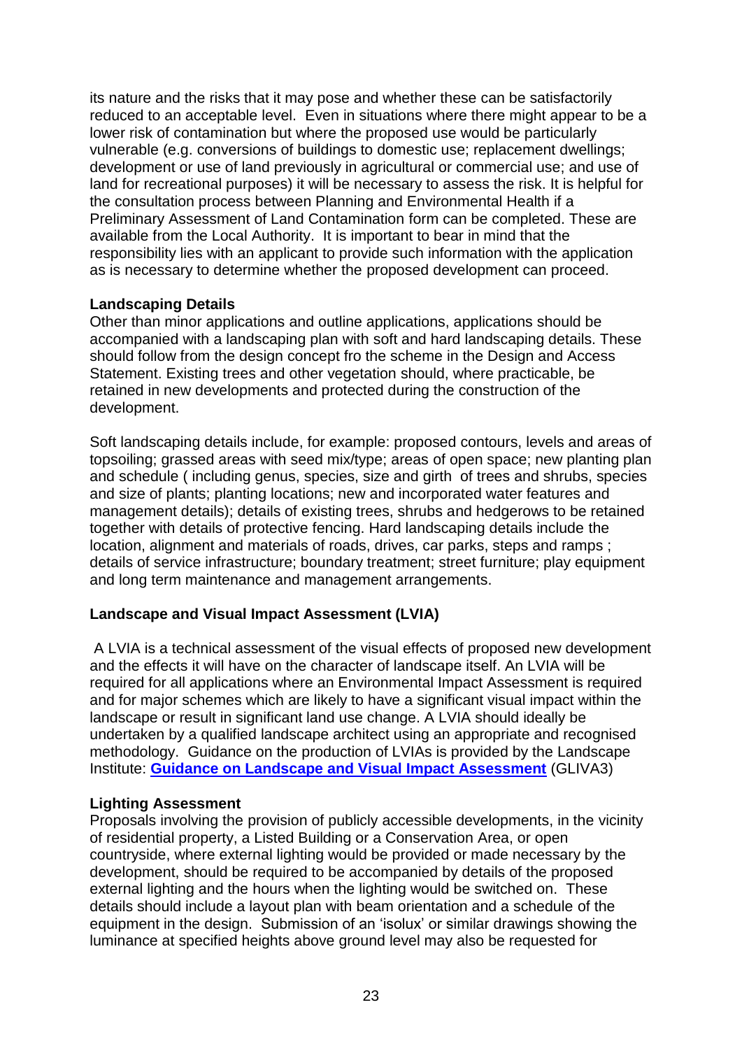its nature and the risks that it may pose and whether these can be satisfactorily reduced to an acceptable level. Even in situations where there might appear to be a lower risk of contamination but where the proposed use would be particularly vulnerable (e.g. conversions of buildings to domestic use; replacement dwellings; development or use of land previously in agricultural or commercial use; and use of land for recreational purposes) it will be necessary to assess the risk. It is helpful for the consultation process between Planning and Environmental Health if a Preliminary Assessment of Land Contamination form can be completed. These are available from the Local Authority. It is important to bear in mind that the responsibility lies with an applicant to provide such information with the application as is necessary to determine whether the proposed development can proceed.

**Landscaping Details**

Other than minor applications and outline applications, applications should be accompanied with a landscaping plan with soft and hard landscaping details. These should follow from the design concept fro the scheme in the Design and Access Statement. Existing trees and other vegetation should, where practicable, be retained in new developments and protected during the construction of the development.

Soft landscaping details include, for example: proposed contours, levels and areas of topsoiling; grassed areas with seed mix/type; areas of open space; new planting plan and schedule ( including genus, species, size and girth of trees and shrubs, species and size of plants; planting locations; new and incorporated water features and management details); details of existing trees, shrubs and hedgerows to be retained together with details of protective fencing. Hard landscaping details include the location, alignment and materials of roads, drives, car parks, steps and ramps ; details of service infrastructure; boundary treatment; street furniture; play equipment and long term maintenance and management arrangements.

**Landscape and Visual Impact Assessment (LVIA)**

A LVIA is a technical assessment of the visual effects of proposed new development and the effects it will have on the character of landscape itself. An LVIA will be required for all applications where an Environmental Impact Assessment is required and for major schemes which are likely to have a significant visual impact within the landscape or result in significant land use change. A LVIA should ideally be undertaken by a qualified landscape architect using an appropriate and recognised methodology. Guidance on the production of LVIAs is provided by the Landscape Institute: **Guidance on Landscape and Visual Impact Assessment** (GLIVA3)

**Lighting Assessment**

Proposals involving the provision of publicly accessible developments, in the vicinity of residential property, a Listed Building or a Conservation Area, or open countryside, where external lighting would be provided or made necessary by the development, should be required to be accompanied by details of the proposed external lighting and the hours when the lighting would be switched on. These details should include a layout plan with beam orientation and a schedule of the equipment in the design. Submission of an 'isolux' or similar drawings showing the luminance at specified heights above ground level may also be requested for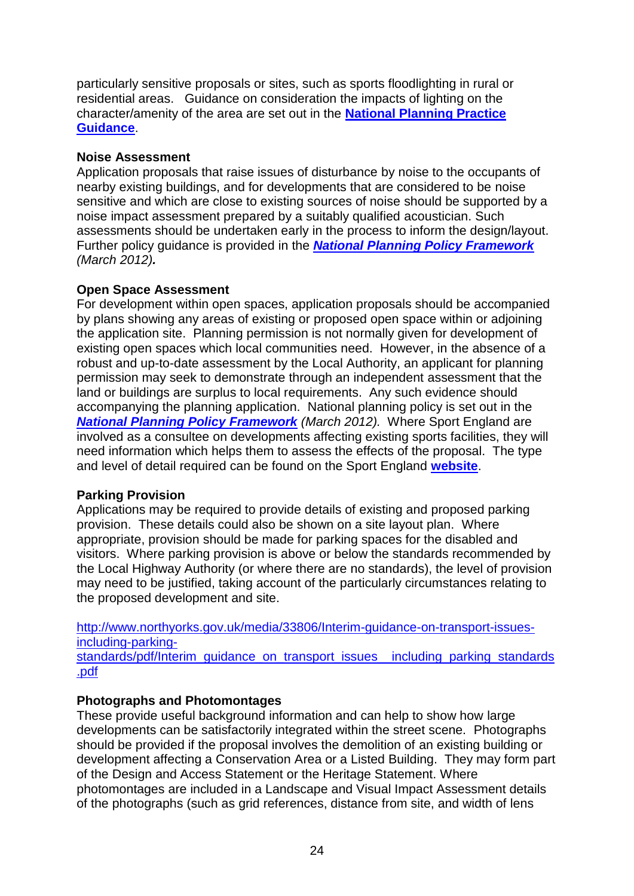particularly sensitive proposals or sites, such as sports floodlighting in rural or residential areas. Guidance on consideration the impacts of lighting on the character/amenity of the area are set out in the **National Planning Practice Guidance**.

**Noise Assessment**

Application proposals that raise issues of disturbance by noise to the occupants of nearby existing buildings, and for developments that are considered to be noise sensitive and which are close to existing sources of noise should be supported by a noise impact assessment prepared by a suitably qualified acoustician. Such assessments should be undertaken early in the process to inform the design/layout. Further policy guidance is provided in the ***National Planning Policy Framework*** *(March 2012)*.

**Open Space Assessment**

For development within open spaces, application proposals should be accompanied by plans showing any areas of existing or proposed open space within or adjoining the application site. Planning permission is not normally given for development of existing open spaces which local communities need. However, in the absence of a robust and up-to-date assessment by the Local Authority, an applicant for planning permission may seek to demonstrate through an independent assessment that the land or buildings are surplus to local requirements. Any such evidence should accompanying the planning application. National planning policy is set out in the ***National Planning Policy Framework*** *(March 2012).* Where Sport England are involved as a consultee on developments affecting existing sports facilities, they will need information which helps them to assess the effects of the proposal. The type and level of detail required can be found on the Sport England **website**.

**Parking Provision**

Applications may be required to provide details of existing and proposed parking provision. These details could also be shown on a site layout plan. Where appropriate, provision should be made for parking spaces for the disabled and visitors. Where parking provision is above or below the standards recommended by the Local Highway Authority (or where there are no standards), the level of provision may need to be justified, taking account of the particularly circumstances relating to the proposed development and site.

http://www.northyorks.gov.uk/media/33806/Interim-guidance-on-transport-issues-including-parking-standards/pdf/Interim_guidance_on_transport_issues__including_parking_standards.pdf

**Photographs and Photomontages**

These provide useful background information and can help to show how large developments can be satisfactorily integrated within the street scene. Photographs should be provided if the proposal involves the demolition of an existing building or development affecting a Conservation Area or a Listed Building. They may form part of the Design and Access Statement or the Heritage Statement. Where photomontages are included in a Landscape and Visual Impact Assessment details of the photographs (such as grid references, distance from site, and width of lens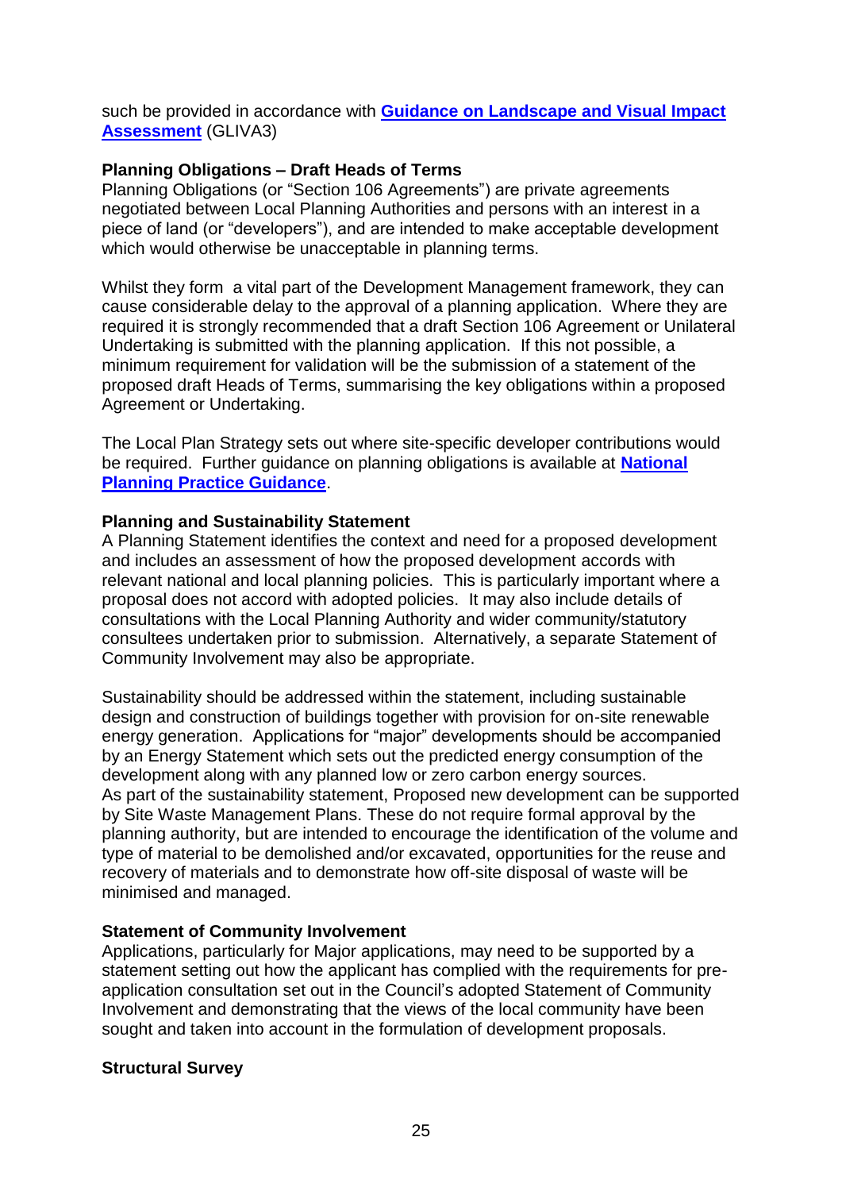such be provided in accordance with **Guidance on Landscape and Visual Impact Assessment** (GLIVA3)

**Planning Obligations – Draft Heads of Terms**

Planning Obligations (or "Section 106 Agreements") are private agreements negotiated between Local Planning Authorities and persons with an interest in a piece of land (or "developers"), and are intended to make acceptable development which would otherwise be unacceptable in planning terms.

Whilst they form a vital part of the Development Management framework, they can cause considerable delay to the approval of a planning application. Where they are required it is strongly recommended that a draft Section 106 Agreement or Unilateral Undertaking is submitted with the planning application. If this not possible, a minimum requirement for validation will be the submission of a statement of the proposed draft Heads of Terms, summarising the key obligations within a proposed Agreement or Undertaking.

The Local Plan Strategy sets out where site-specific developer contributions would be required. Further guidance on planning obligations is available at **National Planning Practice Guidance**.

**Planning and Sustainability Statement**

A Planning Statement identifies the context and need for a proposed development and includes an assessment of how the proposed development accords with relevant national and local planning policies. This is particularly important where a proposal does not accord with adopted policies. It may also include details of consultations with the Local Planning Authority and wider community/statutory consultees undertaken prior to submission. Alternatively, a separate Statement of Community Involvement may also be appropriate.

Sustainability should be addressed within the statement, including sustainable design and construction of buildings together with provision for on-site renewable energy generation. Applications for "major" developments should be accompanied by an Energy Statement which sets out the predicted energy consumption of the development along with any planned low or zero carbon energy sources.
As part of the sustainability statement, Proposed new development can be supported by Site Waste Management Plans. These do not require formal approval by the planning authority, but are intended to encourage the identification of the volume and type of material to be demolished and/or excavated, opportunities for the reuse and recovery of materials and to demonstrate how off-site disposal of waste will be minimised and managed.

**Statement of Community Involvement**

Applications, particularly for Major applications, may need to be supported by a statement setting out how the applicant has complied with the requirements for pre-application consultation set out in the Council's adopted Statement of Community Involvement and demonstrating that the views of the local community have been sought and taken into account in the formulation of development proposals.

**Structural Survey**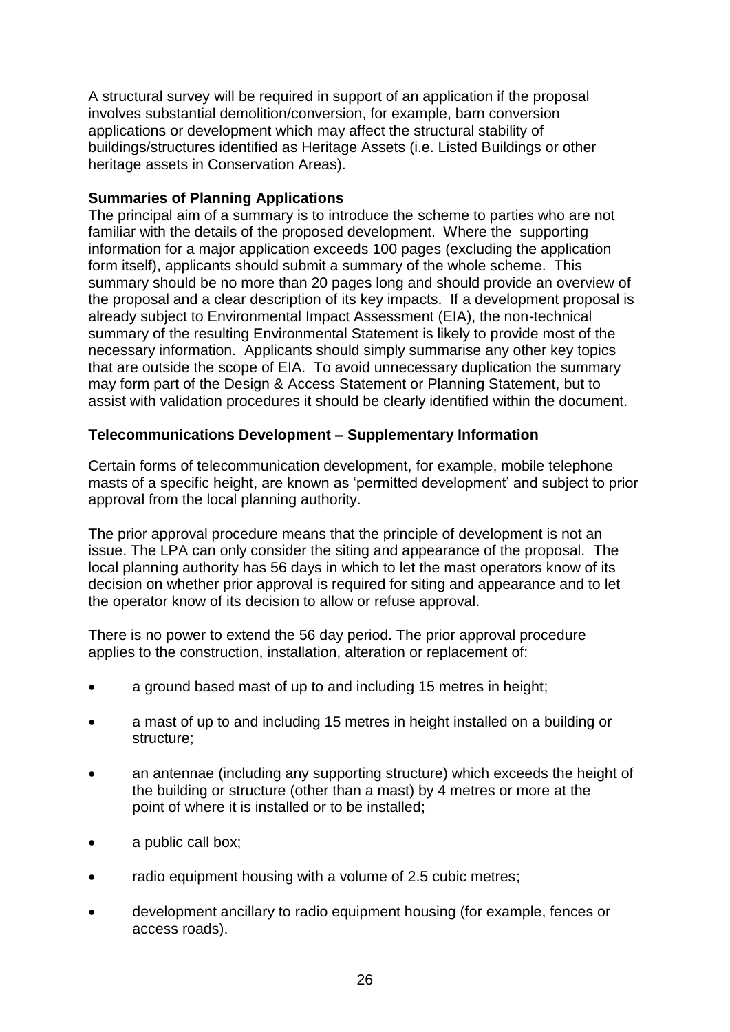A structural survey will be required in support of an application if the proposal involves substantial demolition/conversion, for example, barn conversion applications or development which may affect the structural stability of buildings/structures identified as Heritage Assets (i.e. Listed Buildings or other heritage assets in Conservation Areas).

**Summaries of Planning Applications**
The principal aim of a summary is to introduce the scheme to parties who are not familiar with the details of the proposed development. Where the supporting information for a major application exceeds 100 pages (excluding the application form itself), applicants should submit a summary of the whole scheme. This summary should be no more than 20 pages long and should provide an overview of the proposal and a clear description of its key impacts. If a development proposal is already subject to Environmental Impact Assessment (EIA), the non-technical summary of the resulting Environmental Statement is likely to provide most of the necessary information. Applicants should simply summarise any other key topics that are outside the scope of EIA. To avoid unnecessary duplication the summary may form part of the Design & Access Statement or Planning Statement, but to assist with validation procedures it should be clearly identified within the document.

**Telecommunications Development – Supplementary Information**

Certain forms of telecommunication development, for example, mobile telephone masts of a specific height, are known as 'permitted development' and subject to prior approval from the local planning authority.

The prior approval procedure means that the principle of development is not an issue. The LPA can only consider the siting and appearance of the proposal. The local planning authority has 56 days in which to let the mast operators know of its decision on whether prior approval is required for siting and appearance and to let the operator know of its decision to allow or refuse approval.

There is no power to extend the 56 day period. The prior approval procedure applies to the construction, installation, alteration or replacement of:

- a ground based mast of up to and including 15 metres in height;
- a mast of up to and including 15 metres in height installed on a building or structure;
- an antennae (including any supporting structure) which exceeds the height of the building or structure (other than a mast) by 4 metres or more at the point of where it is installed or to be installed;
- a public call box;
- radio equipment housing with a volume of 2.5 cubic metres;
- development ancillary to radio equipment housing (for example, fences or access roads).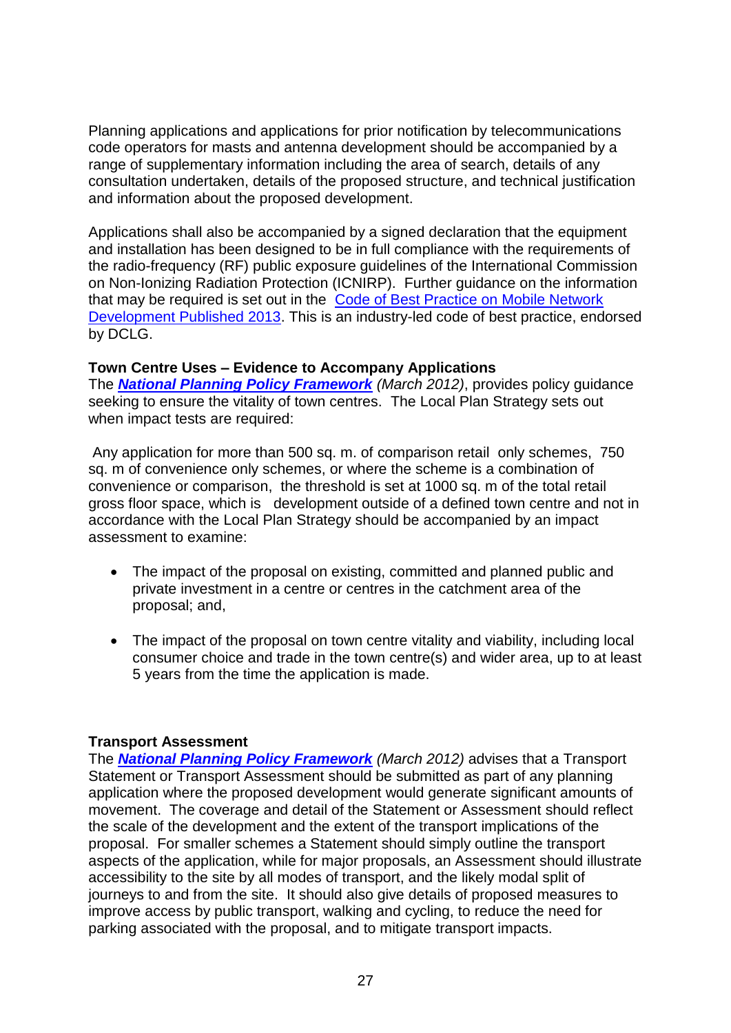Planning applications and applications for prior notification by telecommunications code operators for masts and antenna development should be accompanied by a range of supplementary information including the area of search, details of any consultation undertaken, details of the proposed structure, and technical justification and information about the proposed development.

Applications shall also be accompanied by a signed declaration that the equipment and installation has been designed to be in full compliance with the requirements of the radio-frequency (RF) public exposure guidelines of the International Commission on Non-Ionizing Radiation Protection (ICNIRP). Further guidance on the information that may be required is set out in the [Code of Best Practice on Mobile Network Development Published 2013](). This is an industry-led code of best practice, endorsed by DCLG.

**Town Centre Uses – Evidence to Accompany Applications**
The ***[National Planning Policy Framework]()*** *(March 2012)*, provides policy guidance seeking to ensure the vitality of town centres. The Local Plan Strategy sets out when impact tests are required:

Any application for more than 500 sq. m. of comparison retail only schemes, 750 sq. m of convenience only schemes, or where the scheme is a combination of convenience or comparison, the threshold is set at 1000 sq. m of the total retail gross floor space, which is development outside of a defined town centre and not in accordance with the Local Plan Strategy should be accompanied by an impact assessment to examine:

- The impact of the proposal on existing, committed and planned public and private investment in a centre or centres in the catchment area of the proposal; and,
- The impact of the proposal on town centre vitality and viability, including local consumer choice and trade in the town centre(s) and wider area, up to at least 5 years from the time the application is made.

**Transport Assessment**
The ***[National Planning Policy Framework]()*** *(March 2012)* advises that a Transport Statement or Transport Assessment should be submitted as part of any planning application where the proposed development would generate significant amounts of movement. The coverage and detail of the Statement or Assessment should reflect the scale of the development and the extent of the transport implications of the proposal. For smaller schemes a Statement should simply outline the transport aspects of the application, while for major proposals, an Assessment should illustrate accessibility to the site by all modes of transport, and the likely modal split of journeys to and from the site. It should also give details of proposed measures to improve access by public transport, walking and cycling, to reduce the need for parking associated with the proposal, and to mitigate transport impacts.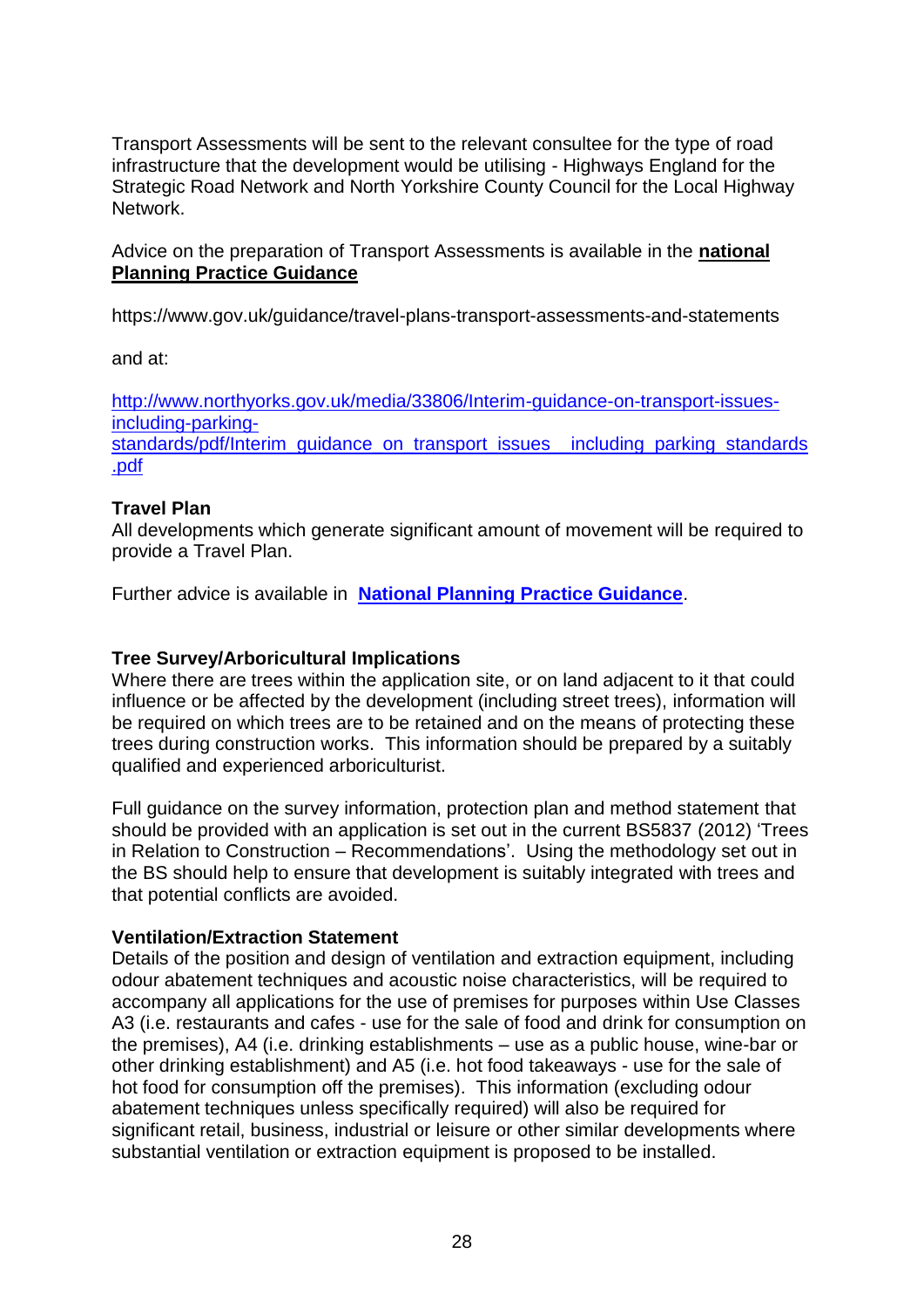Transport Assessments will be sent to the relevant consultee for the type of road infrastructure that the development would be utilising - Highways England for the Strategic Road Network and North Yorkshire County Council for the Local Highway Network.

Advice on the preparation of Transport Assessments is available in the **national Planning Practice Guidance**

https://www.gov.uk/guidance/travel-plans-transport-assessments-and-statements

and at:

http://www.northyorks.gov.uk/media/33806/Interim-guidance-on-transport-issues-including-parking-standards/pdf/Interim_guidance_on_transport_issues__including_parking_standards.pdf

**Travel Plan**

All developments which generate significant amount of movement will be required to provide a Travel Plan.

Further advice is available in **National Planning Practice Guidance**.

**Tree Survey/Arboricultural Implications**

Where there are trees within the application site, or on land adjacent to it that could influence or be affected by the development (including street trees), information will be required on which trees are to be retained and on the means of protecting these trees during construction works. This information should be prepared by a suitably qualified and experienced arboriculturist.

Full guidance on the survey information, protection plan and method statement that should be provided with an application is set out in the current BS5837 (2012) 'Trees in Relation to Construction – Recommendations'. Using the methodology set out in the BS should help to ensure that development is suitably integrated with trees and that potential conflicts are avoided.

**Ventilation/Extraction Statement**

Details of the position and design of ventilation and extraction equipment, including odour abatement techniques and acoustic noise characteristics, will be required to accompany all applications for the use of premises for purposes within Use Classes A3 (i.e. restaurants and cafes - use for the sale of food and drink for consumption on the premises), A4 (i.e. drinking establishments – use as a public house, wine-bar or other drinking establishment) and A5 (i.e. hot food takeaways - use for the sale of hot food for consumption off the premises). This information (excluding odour abatement techniques unless specifically required) will also be required for significant retail, business, industrial or leisure or other similar developments where substantial ventilation or extraction equipment is proposed to be installed.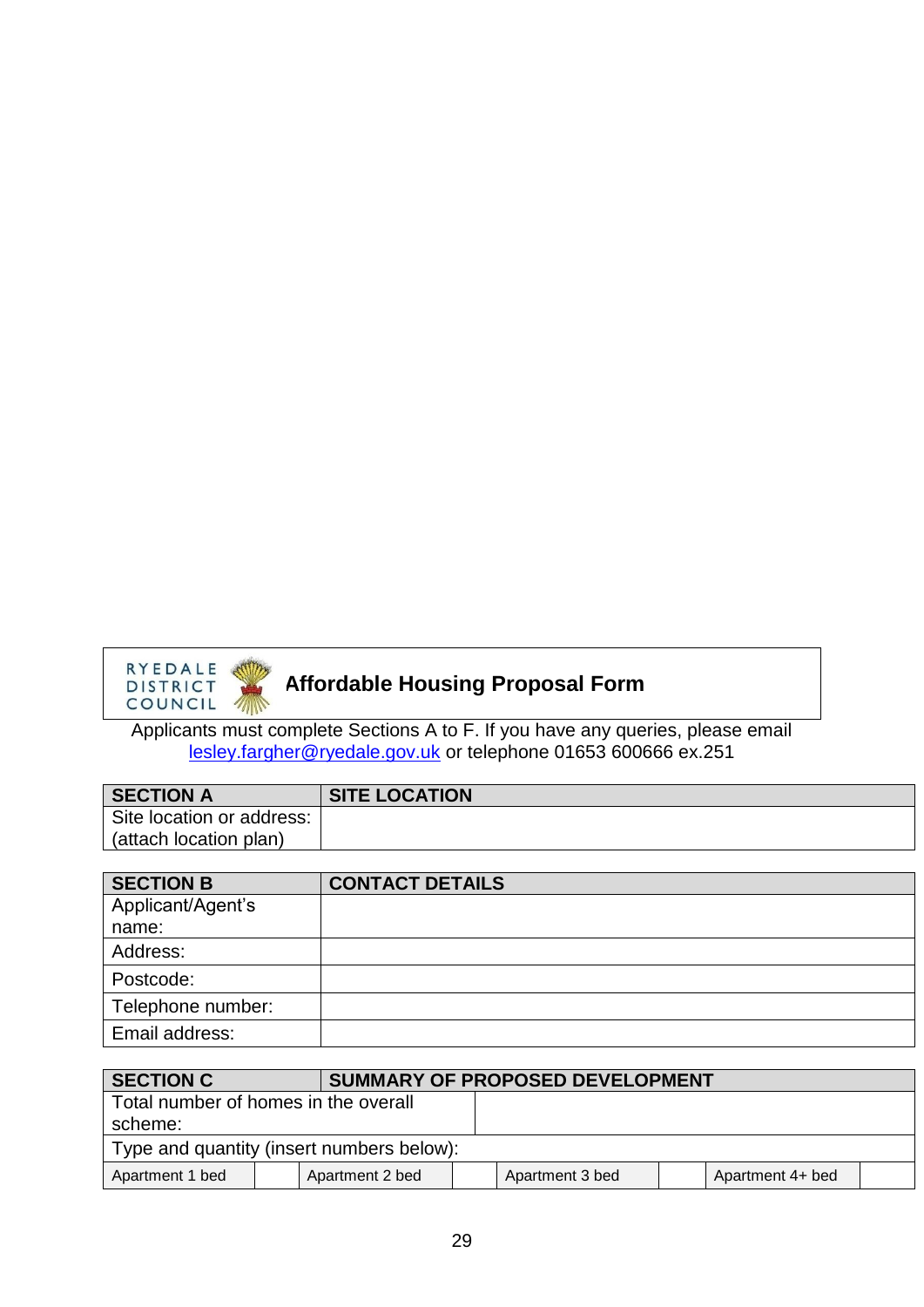RYEDALE DISTRICT COUNCIL

# Affordable Housing Proposal Form

Applicants must complete Sections A to F. If you have any queries, please email lesley.fargher@ryedale.gov.uk or telephone 01653 600666 ex.251

| SECTION A | SITE LOCATION |
|---|---|
| Site location or address: (attach location plan) | |

| SECTION B | CONTACT DETAILS |
|---|---|
| Applicant/Agent's name: | |
| Address: | |
| Postcode: | |
| Telephone number: | |
| Email address: | |

| SECTION C | SUMMARY OF PROPOSED DEVELOPMENT | | | | | | |
|---|---|---|---|---|---|---|---|
| Total number of homes in the overall scheme: | | | | | | | |
| Type and quantity (insert numbers below): | | | | | | | |
| Apartment 1 bed | | Apartment 2 bed | | Apartment 3 bed | | Apartment 4+ bed | |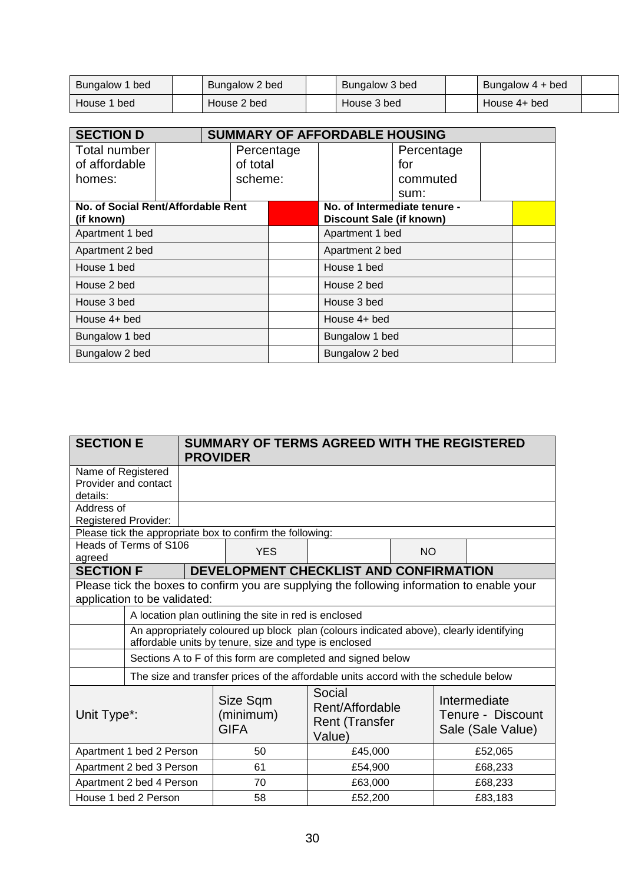| | | | | | | | |
|---|---|---|---|---|---|---|---|
| Bungalow 1 bed | | Bungalow 2 bed | | Bungalow 3 bed | | Bungalow 4 + bed | |
| House 1 bed | | House 2 bed | | House 3 bed | | House 4+ bed | |

| **SECTION D** | **SUMMARY OF AFFORDABLE HOUSING** | | | | |
|---|---|---|---|---|---|
| Total number of affordable homes: | | Percentage of total scheme: | | Percentage for commuted sum: | |

| **No. of Social Rent/Affordable Rent (if known)** | | **No. of Intermediate tenure - Discount Sale (if known)** | |
|---|---|---|---|
| Apartment 1 bed | | Apartment 1 bed | |
| Apartment 2 bed | | Apartment 2 bed | |
| House 1 bed | | House 1 bed | |
| House 2 bed | | House 2 bed | |
| House 3 bed | | House 3 bed | |
| House 4+ bed | | House 4+ bed | |
| Bungalow 1 bed | | Bungalow 1 bed | |
| Bungalow 2 bed | | Bungalow 2 bed | |

| **SECTION E** | **SUMMARY OF TERMS AGREED WITH THE REGISTERED PROVIDER** | | | |
|---|---|---|---|---|
| Name of Registered Provider and contact details: | | | | |
| Address of Registered Provider: | | | | |
| Please tick the appropriate box to confirm the following: | | | | |
| Heads of Terms of S106 agreed | YES | | NO | |

| **SECTION F** | **DEVELOPMENT CHECKLIST AND CONFIRMATION** |
|---|---|
| Please tick the boxes to confirm you are supplying the following information to enable your application to be validated: | |
| | A location plan outlining the site in red is enclosed |
| | An appropriately coloured up block plan (colours indicated above), clearly identifying affordable units by tenure, size and type is enclosed |
| | Sections A to F of this form are completed and signed below |
| | The size and transfer prices of the affordable units accord with the schedule below |

| Unit Type*: | Size Sqm (minimum) GIFA | Social Rent/Affordable Rent (Transfer Value) | Intermediate Tenure - Discount Sale (Sale Value) |
|---|---|---|---|
| Apartment 1 bed 2 Person | 50 | £45,000 | £52,065 |
| Apartment 2 bed 3 Person | 61 | £54,900 | £68,233 |
| Apartment 2 bed 4 Person | 70 | £63,000 | £68,233 |
| House 1 bed 2 Person | 58 | £52,200 | £83,183 |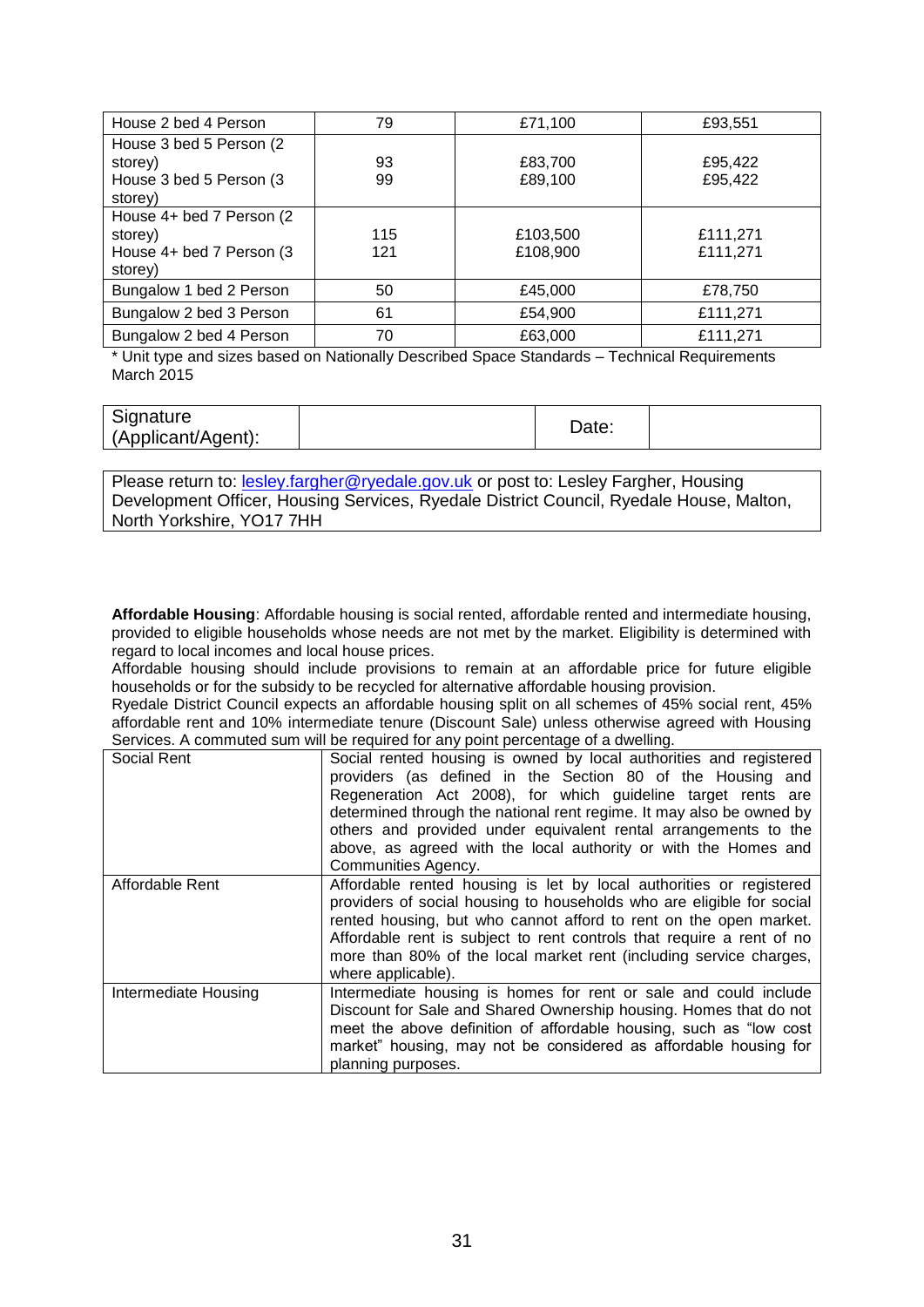| | | | |
|---|---|---|---|
| House 2 bed 4 Person | 79 | £71,100 | £93,551 |
| House 3 bed 5 Person (2 storey)<br>House 3 bed 5 Person (3 storey) | 93<br>99 | £83,700<br>£89,100 | £95,422<br>£95,422 |
| House 4+ bed 7 Person (2 storey)<br>House 4+ bed 7 Person (3 storey) | 115<br>121 | £103,500<br>£108,900 | £111,271<br>£111,271 |
| Bungalow 1 bed 2 Person | 50 | £45,000 | £78,750 |
| Bungalow 2 bed 3 Person | 61 | £54,900 | £111,271 |
| Bungalow 2 bed 4 Person | 70 | £63,000 | £111,271 |

* Unit type and sizes based on Nationally Described Space Standards – Technical Requirements March 2015

| | | | |
|---|---|---|---|
| Signature (Applicant/Agent): | | Date: | |

Please return to: lesley.fargher@ryedale.gov.uk or post to: Lesley Fargher, Housing Development Officer, Housing Services, Ryedale District Council, Ryedale House, Malton, North Yorkshire, YO17 7HH

**Affordable Housing**: Affordable housing is social rented, affordable rented and intermediate housing, provided to eligible households whose needs are not met by the market. Eligibility is determined with regard to local incomes and local house prices.
Affordable housing should include provisions to remain at an affordable price for future eligible households or for the subsidy to be recycled for alternative affordable housing provision.
Ryedale District Council expects an affordable housing split on all schemes of 45% social rent, 45% affordable rent and 10% intermediate tenure (Discount Sale) unless otherwise agreed with Housing Services. A commuted sum will be required for any point percentage of a dwelling.

| | |
|---|---|
| Social Rent | Social rented housing is owned by local authorities and registered providers (as defined in the Section 80 of the Housing and Regeneration Act 2008), for which guideline target rents are determined through the national rent regime. It may also be owned by others and provided under equivalent rental arrangements to the above, as agreed with the local authority or with the Homes and Communities Agency. |
| Affordable Rent | Affordable rented housing is let by local authorities or registered providers of social housing to households who are eligible for social rented housing, but who cannot afford to rent on the open market. Affordable rent is subject to rent controls that require a rent of no more than 80% of the local market rent (including service charges, where applicable). |
| Intermediate Housing | Intermediate housing is homes for rent or sale and could include Discount for Sale and Shared Ownership housing. Homes that do not meet the above definition of affordable housing, such as "low cost market" housing, may not be considered as affordable housing for planning purposes. |